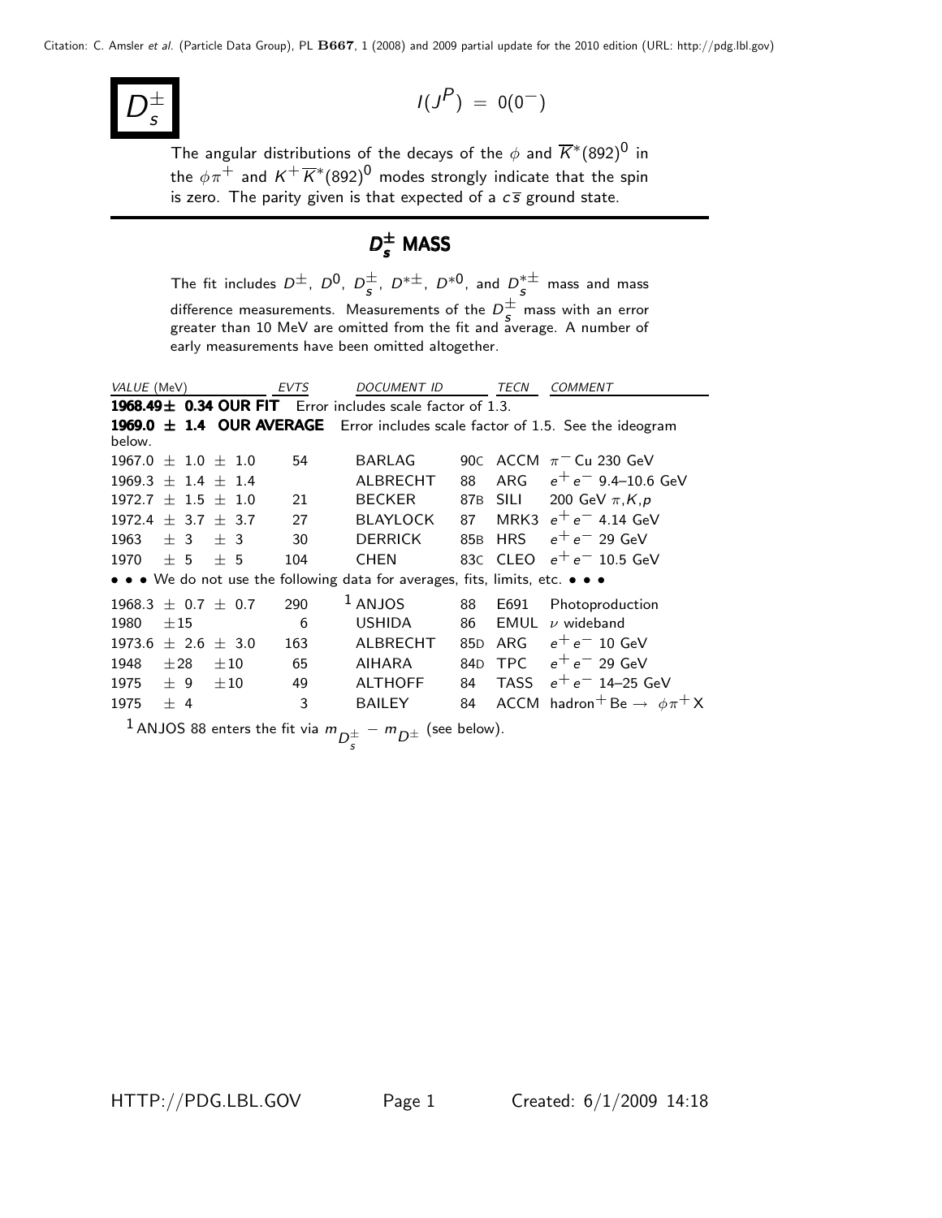# $D_s^{\pm}$

$I(J^P) = 0(0^-)$

The angular distributions of the decays of the $\phi$ and $\overline{K}^*(892)^0$ in the $\phi\pi^+$ and $K^+\overline{K}^*(892)^0$ modes strongly indicate that the spin is zero. The parity given is that expected of a $c\overline{s}$ ground state.

## $D_s^{\pm}$ MASS

The fit includes $D^{\pm}$, $D^0$, $D_s^{\pm}$, $D^{*\pm}$, $D^{*0}$, and $D_s^{*\pm}$ mass and mass difference measurements. Measurements of the $D_s^{\pm}$ mass with an error greater than 10 MeV are omitted from the fit and average. A number of early measurements have been omitted altogether.

| VALUE (MeV) | EVTS | DOCUMENT ID | | TECN | COMMENT |
|---|---|---|---|---|---|
| **1968.49± 0.34 OUR FIT** Error includes scale factor of 1.3. | | | | | |
| **1969.0 ± 1.4 OUR AVERAGE** Error includes scale factor of 1.5. See the ideogram below. | | | | | |
| 1967.0 ± 1.0 ± 1.0 | 54 | BARLAG | 90C | ACCM | $\pi^-$ Cu 230 GeV |
| 1969.3 ± 1.4 ± 1.4 | | ALBRECHT | 88 | ARG | $e^+e^-$ 9.4–10.6 GeV |
| 1972.7 ± 1.5 ± 1.0 | 21 | BECKER | 87B | SILI | 200 GeV $\pi,K,p$ |
| 1972.4 ± 3.7 ± 3.7 | 27 | BLAYLOCK | 87 | MRK3 | $e^+e^-$ 4.14 GeV |
| 1963 ± 3 ± 3 | 30 | DERRICK | 85B | HRS | $e^+e^-$ 29 GeV |
| 1970 ± 5 ± 5 | 104 | CHEN | 83C | CLEO | $e^+e^-$ 10.5 GeV |
| • • • We do not use the following data for averages, fits, limits, etc. • • • | | | | | |
| 1968.3 ± 0.7 ± 0.7 | 290 | ANJOS [1] | 88 | E691 | Photoproduction |
| 1980 ±15 | 6 | USHIDA | 86 | EMUL | $\nu$ wideband |
| 1973.6 ± 2.6 ± 3.0 | 163 | ALBRECHT | 85D | ARG | $e^+e^-$ 10 GeV |
| 1948 ±28 ±10 | 65 | AIHARA | 84D | TPC | $e^+e^-$ 29 GeV |
| 1975 ± 9 ±10 | 49 | ALTHOFF | 84 | TASS | $e^+e^-$ 14–25 GeV |
| 1975 ± 4 | 3 | BAILEY | 84 | ACCM | hadron$^+$ Be $\rightarrow$ $\phi\pi^+$X |

[1] ANJOS 88 enters the fit via $m_{D_s^{\pm}} - m_{D^{\pm}}$ (see below).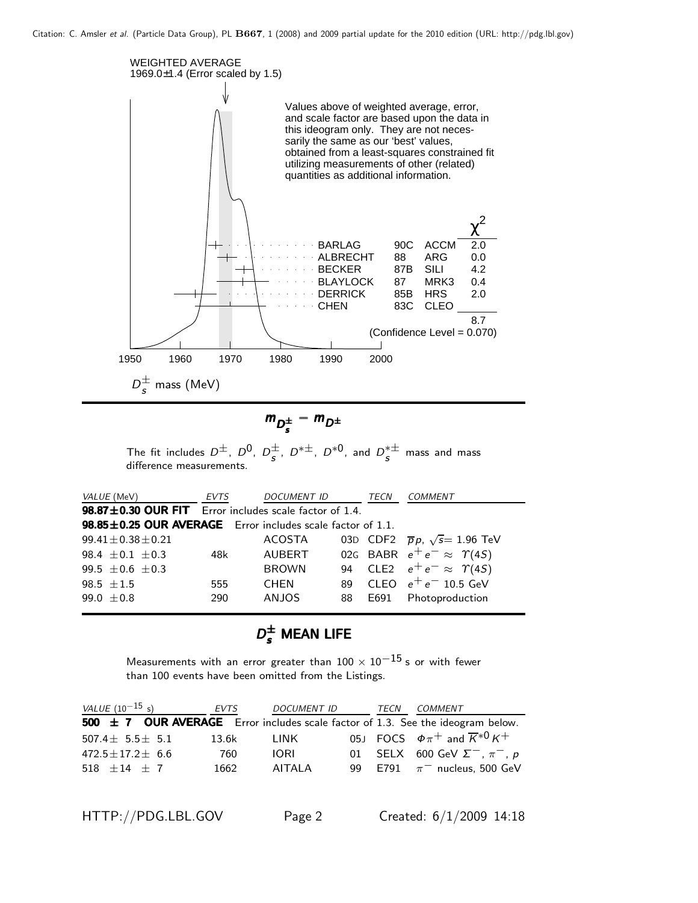WEIGHTED AVERAGE
1969.0±1.4 (Error scaled by 1.5)

Values above of weighted average, error, and scale factor are based upon the data in this ideogram only. They are not necessarily the same as our 'best' values, obtained from a least-squares constrained fit utilizing measurements of other (related) quantities as additional information.

| | | | $\chi^2$ |
|---|---|---|---|
| BARLAG | 90C | ACCM | 2.0 |
| ALBRECHT | 88 | ARG | 0.0 |
| BECKER | 87B | SILI | 4.2 |
| BLAYLOCK | 87 | MRK3 | 0.4 |
| DERRICK | 85B | HRS | 2.0 |
| CHEN | 83C | CLEO | |
| | | | 8.7 |

(Confidence Level = 0.070)

$D_s^{\pm}$ mass (MeV)

## $m_{D_s^{\pm}} - m_{D^{\pm}}$

The fit includes $D^{\pm}$, $D^0$, $D_s^{\pm}$, $D^{*\pm}$, $D^{*0}$, and $D_s^{*\pm}$ mass and mass difference measurements.

| VALUE (MeV) | EVTS | DOCUMENT ID | | TECN | COMMENT |
|---|---|---|---|---|---|
| **98.87±0.30 OUR FIT** | Error includes scale factor of 1.4. | | | | |
| **98.85±0.25 OUR AVERAGE** | Error includes scale factor of 1.1. | | | | |
| 99.41±0.38±0.21 | | ACOSTA | 03D | CDF2 | $\overline{p}p$, $\sqrt{s}$= 1.96 TeV |
| 98.4 ±0.1 ±0.3 | 48k | AUBERT | 02G | BABR | $e^+e^- \approx \Upsilon(4S)$ |
| 99.5 ±0.6 ±0.3 | | BROWN | 94 | CLE2 | $e^+e^- \approx \Upsilon(4S)$ |
| 98.5 ±1.5 | 555 | CHEN | 89 | CLEO | $e^+e^-$ 10.5 GeV |
| 99.0 ±0.8 | 290 | ANJOS | 88 | E691 | Photoproduction |

## $D_s^{\pm}$ MEAN LIFE

Measurements with an error greater than $100 \times 10^{-15}$ s or with fewer than 100 events have been omitted from the Listings.

| VALUE ($10^{-15}$ s) | EVTS | DOCUMENT ID | | TECN | COMMENT |
|---|---|---|---|---|---|
| **500 ± 7 OUR AVERAGE** | Error includes scale factor of 1.3. See the ideogram below. | | | | |
| 507.4± 5.5± 5.1 | 13.6k | LINK | 05J | FOCS | $\phi\pi^+$ and $\overline{K}^{*0}K^+$ |
| 472.5±17.2± 6.6 | 760 | IORI | 01 | SELX | 600 GeV $\Sigma^-$, $\pi^-$, $p$ |
| 518 ±14 ± 7 | 1662 | AITALA | 99 | E791 | $\pi^-$ nucleus, 500 GeV |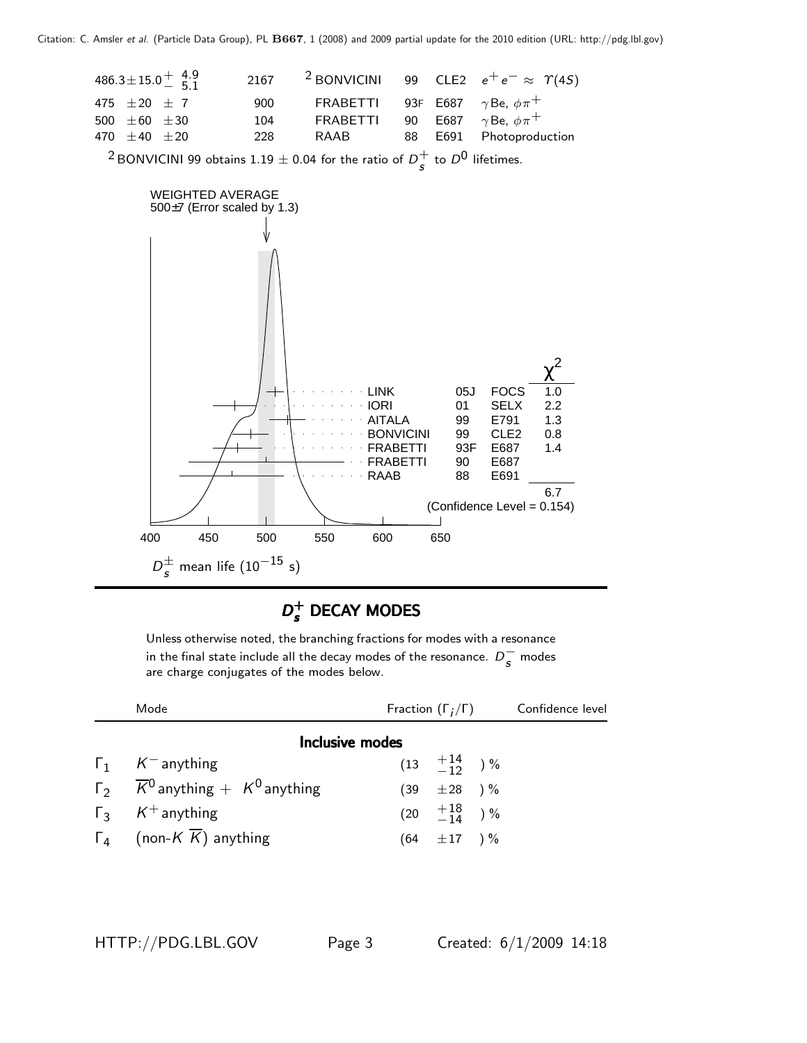| | | | | | |
|---|---|---|---|---|---|
| $486.3 \pm 15.0 ^{+\ 4.9}_{-\ 5.1}$ | 2167 | [2] BONVICINI | 99 | CLE2 | $e^+ e^- \approx \Upsilon(4S)$ |
| $475 \pm 20 \pm 7$ | 900 | FRABETTI | 93F | E687 | $\gamma$Be, $\phi \pi^+$ |
| $500 \pm 60 \pm 30$ | 104 | FRABETTI | 90 | E687 | $\gamma$Be, $\phi \pi^+$ |
| $470 \pm 40 \pm 20$ | 228 | RAAB | 88 | E691 | Photoproduction |

[2] BONVICINI 99 obtains $1.19 \pm 0.04$ for the ratio of $D_s^+$ to $D^0$ lifetimes.

WEIGHTED AVERAGE
500±7 (Error scaled by 1.3)

| | | | $\chi^2$ |
|---|---|---|---|
| LINK | 05J | FOCS | 1.0 |
| IORI | 01 | SELX | 2.2 |
| AITALA | 99 | E791 | 1.3 |
| BONVICINI | 99 | CLE2 | 0.8 |
| FRABETTI | 93F | E687 | 1.4 |
| FRABETTI | 90 | E687 | |
| RAAB | 88 | E691 | |
| | | | 6.7 |

(Confidence Level = 0.154)

$D_s^{\pm}$ mean life ($10^{-15}$ s)

## $D_s^+$ DECAY MODES

Unless otherwise noted, the branching fractions for modes with a resonance in the final state include all the decay modes of the resonance. $D_s^-$ modes are charge conjugates of the modes below.

| | Mode | Fraction ($\Gamma_i/\Gamma$) | Confidence level |
|---|---|---|---|
| | **Inclusive modes** | | |
| $\Gamma_1$ | $K^-$ anything | $(13\ ^{+14}_{-12})$ % | |
| $\Gamma_2$ | $\overline{K}^0$ anything + $K^0$ anything | $(39 \pm 28)$ % | |
| $\Gamma_3$ | $K^+$ anything | $(20\ ^{+18}_{-14})$ % | |
| $\Gamma_4$ | (non-$K\overline{K}$) anything | $(64 \pm 17)$ % | |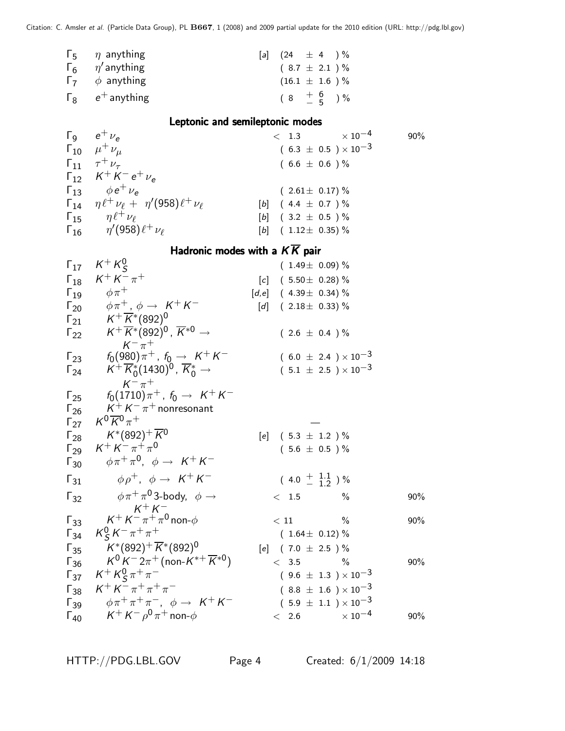| | Mode | | Fraction | Confidence level |
|---|---|---|---|---|
| $\Gamma_5$ | $\eta$ anything | [a] | $(24 \pm 4)$ % | |
| $\Gamma_6$ | $\eta'$ anything | | $(8.7 \pm 2.1)$ % | |
| $\Gamma_7$ | $\phi$ anything | | $(16.1 \pm 1.6)$ % | |
| $\Gamma_8$ | $e^+$ anything | | $(8 \ {}^{+6}_{-5})$ % | |

## Leptonic and semileptonic modes

| | Mode | | Fraction | Confidence level |
|---|---|---|---|---|
| $\Gamma_9$ | $e^+ \nu_e$ | | $< 1.3 \times 10^{-4}$ | 90% |
| $\Gamma_{10}$ | $\mu^+ \nu_\mu$ | | $(6.3 \pm 0.5) \times 10^{-3}$ | |
| $\Gamma_{11}$ | $\tau^+ \nu_\tau$ | | $(6.6 \pm 0.6)$ % | |
| $\Gamma_{12}$ | $K^+ K^- e^+ \nu_e$ | | | |
| $\Gamma_{13}$ | $\phi e^+ \nu_e$ | | $(2.61 \pm 0.17)$ % | |
| $\Gamma_{14}$ | $\eta \ell^+ \nu_\ell + \eta'(958) \ell^+ \nu_\ell$ | [b] | $(4.4 \pm 0.7)$ % | |
| $\Gamma_{15}$ | $\eta \ell^+ \nu_\ell$ | [b] | $(3.2 \pm 0.5)$ % | |
| $\Gamma_{16}$ | $\eta'(958) \ell^+ \nu_\ell$ | [b] | $(1.12 \pm 0.35)$ % | |

## Hadronic modes with a $K\overline{K}$ pair

| | Mode | | Fraction | Confidence level |
|---|---|---|---|---|
| $\Gamma_{17}$ | $K^+ K^0_S$ | | $(1.49 \pm 0.09)$ % | |
| $\Gamma_{18}$ | $K^+ K^- \pi^+$ | [c] | $(5.50 \pm 0.28)$ % | |
| $\Gamma_{19}$ | $\phi \pi^+$ | [d,e] | $(4.39 \pm 0.34)$ % | |
| $\Gamma_{20}$ | $\phi \pi^+$, $\phi \to K^+ K^-$ | [d] | $(2.18 \pm 0.33)$ % | |
| $\Gamma_{21}$ | $K^+ \overline{K}^*(892)^0$ | | | |
| $\Gamma_{22}$ | $K^+ \overline{K}^*(892)^0$, $\overline{K}^{*0} \to K^- \pi^+$ | | $(2.6 \pm 0.4)$ % | |
| $\Gamma_{23}$ | $f_0(980) \pi^+$, $f_0 \to K^+ K^-$ | | $(6.0 \pm 2.4) \times 10^{-3}$ | |
| $\Gamma_{24}$ | $K^+ \overline{K}^*_0(1430)^0$, $\overline{K}^*_0 \to K^- \pi^+$ | | $(5.1 \pm 2.5) \times 10^{-3}$ | |
| $\Gamma_{25}$ | $f_0(1710) \pi^+$, $f_0 \to K^+ K^-$ | | | |
| $\Gamma_{26}$ | $K^+ K^- \pi^+$ nonresonant | | | |
| $\Gamma_{27}$ | $K^0 \overline{K}^0 \pi^+$ | | — | |
| $\Gamma_{28}$ | $K^*(892)^+ \overline{K}^0$ | [e] | $(5.3 \pm 1.2)$ % | |
| $\Gamma_{29}$ | $K^+ K^- \pi^+ \pi^0$ | | $(5.6 \pm 0.5)$ % | |
| $\Gamma_{30}$ | $\phi \pi^+ \pi^0$, $\phi \to K^+ K^-$ | | | |
| $\Gamma_{31}$ | $\phi \rho^+$, $\phi \to K^+ K^-$ | | $(4.0 \ {}^{+1.1}_{-1.2})$ % | |
| $\Gamma_{32}$ | $\phi \pi^+ \pi^0$ 3-body, $\phi \to K^+ K^-$ | | $< 1.5$ % | 90% |
| $\Gamma_{33}$ | $K^+ K^- \pi^+ \pi^0$ non-$\phi$ | | $< 11$ % | 90% |
| $\Gamma_{34}$ | $K^0_S K^- \pi^+ \pi^+$ | | $(1.64 \pm 0.12)$ % | |
| $\Gamma_{35}$ | $K^*(892)^+ \overline{K}^*(892)^0$ | [e] | $(7.0 \pm 2.5)$ % | |
| $\Gamma_{36}$ | $K^0 K^- 2\pi^+$ (non-$K^{*+} \overline{K}^{*0}$) | | $< 3.5$ % | 90% |
| $\Gamma_{37}$ | $K^+ K^0_S \pi^+ \pi^-$ | | $(9.6 \pm 1.3) \times 10^{-3}$ | |
| $\Gamma_{38}$ | $K^+ K^- \pi^+ \pi^+ \pi^-$ | | $(8.8 \pm 1.6) \times 10^{-3}$ | |
| $\Gamma_{39}$ | $\phi \pi^+ \pi^+ \pi^-$, $\phi \to K^+ K^-$ | | $(5.9 \pm 1.1) \times 10^{-3}$ | |
| $\Gamma_{40}$ | $K^+ K^- \rho^0 \pi^+$ non-$\phi$ | | $< 2.6 \times 10^{-4}$ | 90% |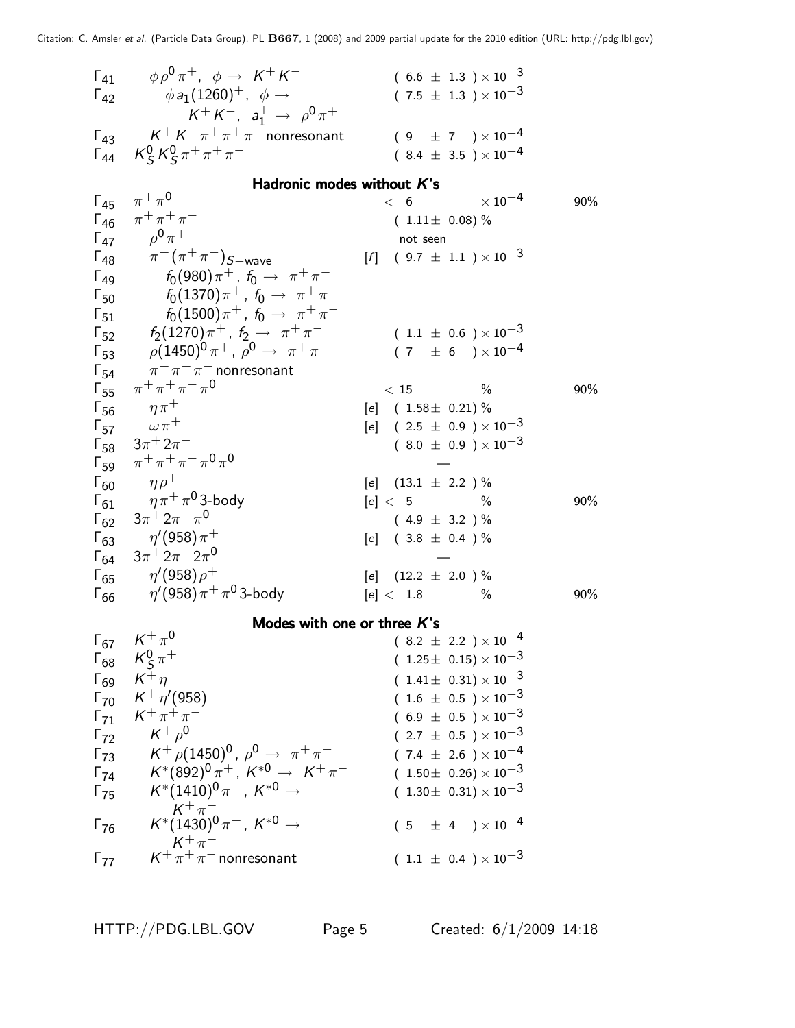| | Mode | | Fraction ($\Gamma_i/\Gamma$) | Confidence level |
|---|---|---|---|---|
| $\Gamma_{41}$ | $\phi \rho^0 \pi^+$, $\phi \to K^+ K^-$ | | $(6.6 \pm 1.3) \times 10^{-3}$ | |
| $\Gamma_{42}$ | $\phi a_1(1260)^+$, $\phi \to K^+ K^-$, $a_1^+ \to \rho^0 \pi^+$ | | $(7.5 \pm 1.3) \times 10^{-3}$ | |
| $\Gamma_{43}$ | $K^+ K^- \pi^+ \pi^+ \pi^-$ nonresonant | | $(9 \pm 7) \times 10^{-4}$ | |
| $\Gamma_{44}$ | $K^0_S K^0_S \pi^+ \pi^+ \pi^-$ | | $(8.4 \pm 3.5) \times 10^{-4}$ | |

## Hadronic modes without $K$'s

| | Mode | | Fraction ($\Gamma_i/\Gamma$) | Confidence level |
|---|---|---|---|---|
| $\Gamma_{45}$ | $\pi^+ \pi^0$ | | $< 6 \times 10^{-4}$ | 90% |
| $\Gamma_{46}$ | $\pi^+ \pi^+ \pi^-$ | | $(1.11 \pm 0.08)$ % | |
| $\Gamma_{47}$ | $\rho^0 \pi^+$ | | not seen | |
| $\Gamma_{48}$ | $\pi^+ (\pi^+ \pi^-)_{S-\text{wave}}$ | [f] | $(9.7 \pm 1.1) \times 10^{-3}$ | |
| $\Gamma_{49}$ | $f_0(980) \pi^+$, $f_0 \to \pi^+ \pi^-$ | | | |
| $\Gamma_{50}$ | $f_0(1370) \pi^+$, $f_0 \to \pi^+ \pi^-$ | | | |
| $\Gamma_{51}$ | $f_0(1500) \pi^+$, $f_0 \to \pi^+ \pi^-$ | | | |
| $\Gamma_{52}$ | $f_2(1270) \pi^+$, $f_2 \to \pi^+ \pi^-$ | | $(1.1 \pm 0.6) \times 10^{-3}$ | |
| $\Gamma_{53}$ | $\rho(1450)^0 \pi^+$, $\rho^0 \to \pi^+ \pi^-$ | | $(7 \pm 6) \times 10^{-4}$ | |
| $\Gamma_{54}$ | $\pi^+ \pi^+ \pi^-$ nonresonant | | | |
| $\Gamma_{55}$ | $\pi^+ \pi^+ \pi^- \pi^0$ | | $< 15$ % | 90% |
| $\Gamma_{56}$ | $\eta \pi^+$ | [e] | $(1.58 \pm 0.21)$ % | |
| $\Gamma_{57}$ | $\omega \pi^+$ | [e] | $(2.5 \pm 0.9) \times 10^{-3}$ | |
| $\Gamma_{58}$ | $3\pi^+ 2\pi^-$ | | $(8.0 \pm 0.9) \times 10^{-3}$ | |
| $\Gamma_{59}$ | $\pi^+ \pi^+ \pi^- \pi^0 \pi^0$ | | — | |
| $\Gamma_{60}$ | $\eta \rho^+$ | [e] | $(13.1 \pm 2.2)$ % | |
| $\Gamma_{61}$ | $\eta \pi^+ \pi^0$ 3-body | [e] | $< 5$ % | 90% |
| $\Gamma_{62}$ | $3\pi^+ 2\pi^- \pi^0$ | | $(4.9 \pm 3.2)$ % | |
| $\Gamma_{63}$ | $\eta'(958) \pi^+$ | [e] | $(3.8 \pm 0.4)$ % | |
| $\Gamma_{64}$ | $3\pi^+ 2\pi^- 2\pi^0$ | | — | |
| $\Gamma_{65}$ | $\eta'(958) \rho^+$ | [e] | $(12.2 \pm 2.0)$ % | |
| $\Gamma_{66}$ | $\eta'(958) \pi^+ \pi^0$ 3-body | [e] | $< 1.8$ % | 90% |

## Modes with one or three $K$'s

| | Mode | | Fraction ($\Gamma_i/\Gamma$) | Confidence level |
|---|---|---|---|---|
| $\Gamma_{67}$ | $K^+ \pi^0$ | | $(8.2 \pm 2.2) \times 10^{-4}$ | |
| $\Gamma_{68}$ | $K^0_S \pi^+$ | | $(1.25 \pm 0.15) \times 10^{-3}$ | |
| $\Gamma_{69}$ | $K^+ \eta$ | | $(1.41 \pm 0.31) \times 10^{-3}$ | |
| $\Gamma_{70}$ | $K^+ \eta'(958)$ | | $(1.6 \pm 0.5) \times 10^{-3}$ | |
| $\Gamma_{71}$ | $K^+ \pi^+ \pi^-$ | | $(6.9 \pm 0.5) \times 10^{-3}$ | |
| $\Gamma_{72}$ | $K^+ \rho^0$ | | $(2.7 \pm 0.5) \times 10^{-3}$ | |
| $\Gamma_{73}$ | $K^+ \rho(1450)^0$, $\rho^0 \to \pi^+ \pi^-$ | | $(7.4 \pm 2.6) \times 10^{-4}$ | |
| $\Gamma_{74}$ | $K^*(892)^0 \pi^+$, $K^{*0} \to K^+ \pi^-$ | | $(1.50 \pm 0.26) \times 10^{-3}$ | |
| $\Gamma_{75}$ | $K^*(1410)^0 \pi^+$, $K^{*0} \to K^+ \pi^-$ | | $(1.30 \pm 0.31) \times 10^{-3}$ | |
| $\Gamma_{76}$ | $K^*(1430)^0 \pi^+$, $K^{*0} \to K^+ \pi^-$ | | $(5 \pm 4) \times 10^{-4}$ | |
| $\Gamma_{77}$ | $K^+ \pi^+ \pi^-$ nonresonant | | $(1.1 \pm 0.4) \times 10^{-3}$ | |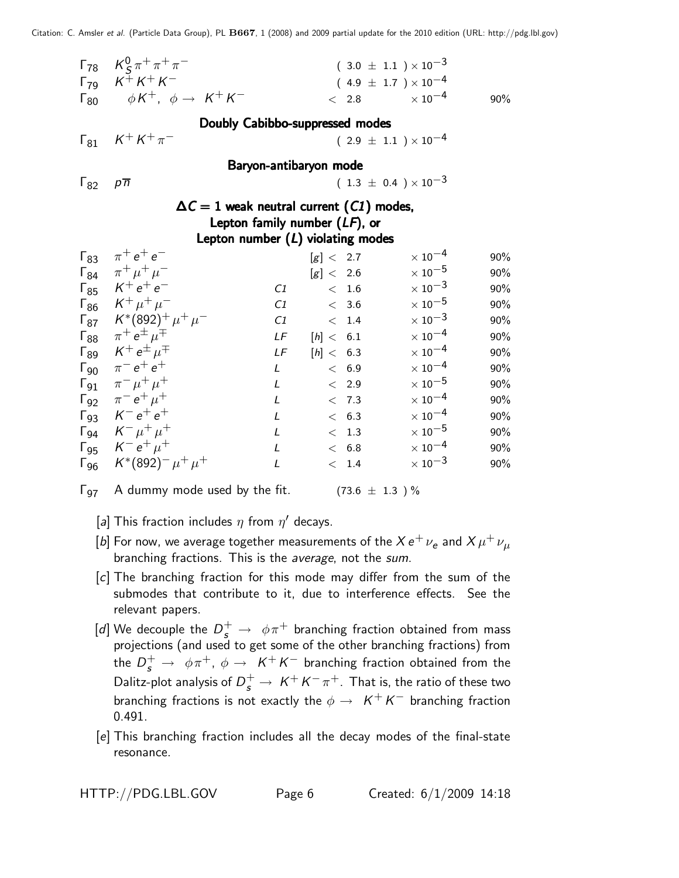| | Mode | | Fraction | | Confidence level |
|---|---|---|---|---|---|
| $\Gamma_{78}$ | $K^0_S \pi^+ \pi^+ \pi^-$ | | $(3.0 \pm 1.1) \times 10^{-3}$ | | |
| $\Gamma_{79}$ | $K^+ K^+ K^-$ | | $(4.9 \pm 1.7) \times 10^{-4}$ | | |
| $\Gamma_{80}$ | $\phi K^+, \ \phi \to K^+ K^-$ | | $< 2.8$ | $\times 10^{-4}$ | 90% |
| | **Doubly Cabibbo-suppressed modes** | | | | |
| $\Gamma_{81}$ | $K^+ K^+ \pi^-$ | | $(2.9 \pm 1.1) \times 10^{-4}$ | | |
| | **Baryon-antibaryon mode** | | | | |
| $\Gamma_{82}$ | $p \overline{n}$ | | $(1.3 \pm 0.4) \times 10^{-3}$ | | |
| | **$\Delta C = 1$ weak neutral current (*C1*) modes, Lepton family number (*LF*), or Lepton number (*L*) violating modes** | | | | |
| $\Gamma_{83}$ | $\pi^+ e^+ e^-$ | | [g] $< 2.7$ | $\times 10^{-4}$ | 90% |
| $\Gamma_{84}$ | $\pi^+ \mu^+ \mu^-$ | | [g] $< 2.6$ | $\times 10^{-5}$ | 90% |
| $\Gamma_{85}$ | $K^+ e^+ e^-$ | *C1* | $< 1.6$ | $\times 10^{-3}$ | 90% |
| $\Gamma_{86}$ | $K^+ \mu^+ \mu^-$ | *C1* | $< 3.6$ | $\times 10^{-5}$ | 90% |
| $\Gamma_{87}$ | $K^*(892)^+ \mu^+ \mu^-$ | *C1* | $< 1.4$ | $\times 10^{-3}$ | 90% |
| $\Gamma_{88}$ | $\pi^+ e^\pm \mu^\mp$ | *LF* | [h] $< 6.1$ | $\times 10^{-4}$ | 90% |
| $\Gamma_{89}$ | $K^+ e^\pm \mu^\mp$ | *LF* | [h] $< 6.3$ | $\times 10^{-4}$ | 90% |
| $\Gamma_{90}$ | $\pi^- e^+ e^+$ | *L* | $< 6.9$ | $\times 10^{-4}$ | 90% |
| $\Gamma_{91}$ | $\pi^- \mu^+ \mu^+$ | *L* | $< 2.9$ | $\times 10^{-5}$ | 90% |
| $\Gamma_{92}$ | $\pi^- e^+ \mu^+$ | *L* | $< 7.3$ | $\times 10^{-4}$ | 90% |
| $\Gamma_{93}$ | $K^- e^+ e^+$ | *L* | $< 6.3$ | $\times 10^{-4}$ | 90% |
| $\Gamma_{94}$ | $K^- \mu^+ \mu^+$ | *L* | $< 1.3$ | $\times 10^{-5}$ | 90% |
| $\Gamma_{95}$ | $K^- e^+ \mu^+$ | *L* | $< 6.8$ | $\times 10^{-4}$ | 90% |
| $\Gamma_{96}$ | $K^*(892)^- \mu^+ \mu^+$ | *L* | $< 1.4$ | $\times 10^{-3}$ | 90% |
| $\Gamma_{97}$ | A dummy mode used by the fit. | | $(73.6 \pm 1.3)$ % | | |

[a] This fraction includes $\eta$ from $\eta'$ decays.

[b] For now, we average together measurements of the $X e^+ \nu_e$ and $X \mu^+ \nu_\mu$ branching fractions. This is the *average*, not the *sum*.

[c] The branching fraction for this mode may differ from the sum of the submodes that contribute to it, due to interference effects. See the relevant papers.

[d] We decouple the $D_s^+ \to \phi \pi^+$ branching fraction obtained from mass projections (and used to get some of the other branching fractions) from the $D_s^+ \to \phi \pi^+$, $\phi \to K^+ K^-$ branching fraction obtained from the Dalitz-plot analysis of $D_s^+ \to K^+ K^- \pi^+$. That is, the ratio of these two branching fractions is not exactly the $\phi \to K^+ K^-$ branching fraction 0.491.

[e] This branching fraction includes all the decay modes of the final-state resonance.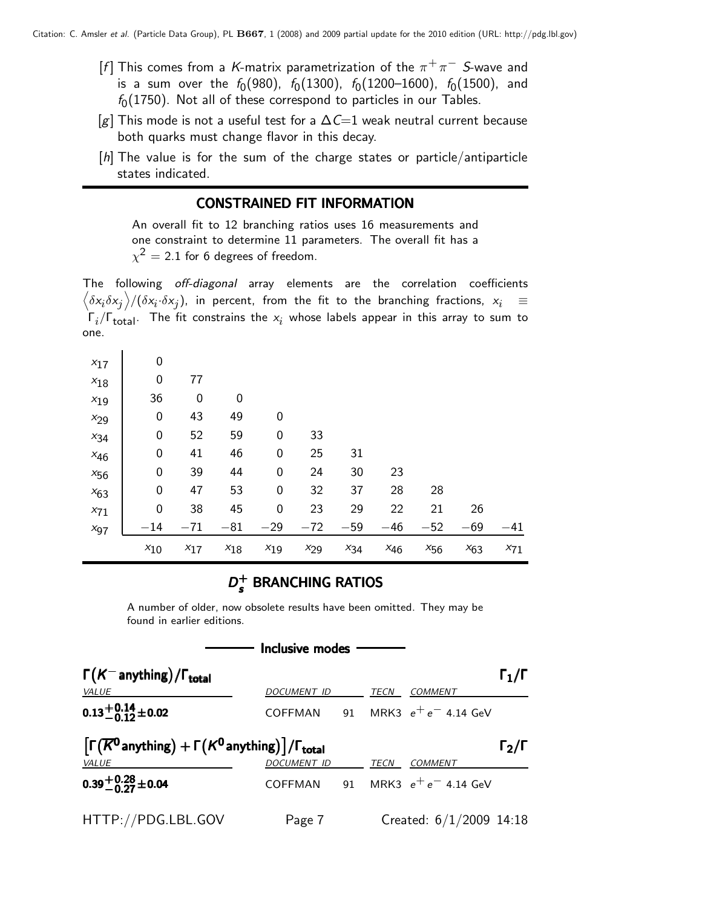[f] This comes from a K-matrix parametrization of the $\pi^+\pi^-$ S-wave and is a sum over the $f_0(980)$, $f_0(1300)$, $f_0(1200–1600)$, $f_0(1500)$, and $f_0(1750)$. Not all of these correspond to particles in our Tables.

[g] This mode is not a useful test for a $\Delta C$=1 weak neutral current because both quarks must change flavor in this decay.

[h] The value is for the sum of the charge states or particle/antiparticle states indicated.

## CONSTRAINED FIT INFORMATION

An overall fit to 12 branching ratios uses 16 measurements and one constraint to determine 11 parameters. The overall fit has a $\chi^2 = 2.1$ for 6 degrees of freedom.

The following *off-diagonal* array elements are the correlation coefficients $\langle \delta x_i \delta x_j \rangle / (\delta x_i \cdot \delta x_j)$, in percent, from the fit to the branching fractions, $x_i \equiv \Gamma_i/\Gamma_{total}$. The fit constrains the $x_i$ whose labels appear in this array to sum to one.

| | $x_{10}$ | $x_{17}$ | $x_{18}$ | $x_{19}$ | $x_{29}$ | $x_{34}$ | $x_{46}$ | $x_{56}$ | $x_{63}$ | $x_{71}$ |
|---|---|---|---|---|---|---|---|---|---|---|
| $x_{17}$ | 0 | | | | | | | | | |
| $x_{18}$ | 0 | 77 | | | | | | | | |
| $x_{19}$ | 36 | 0 | 0 | | | | | | | |
| $x_{29}$ | 0 | 43 | 49 | 0 | | | | | | |
| $x_{34}$ | 0 | 52 | 59 | 0 | 33 | | | | | |
| $x_{46}$ | 0 | 41 | 46 | 0 | 25 | 31 | | | | |
| $x_{56}$ | 0 | 39 | 44 | 0 | 24 | 30 | 23 | | | |
| $x_{63}$ | 0 | 47 | 53 | 0 | 32 | 37 | 28 | 28 | | |
| $x_{71}$ | 0 | 38 | 45 | 0 | 23 | 29 | 22 | 21 | 26 | |
| $x_{97}$ | −14 | −71 | −81 | −29 | −72 | −59 | −46 | −52 | −69 | −41 |

## $D_s^+$ BRANCHING RATIOS

A number of older, now obsolete results have been omitted. They may be found in earlier editions.

### Inclusive modes

**$\Gamma(K^-\text{anything})/\Gamma_{total}$** $\Gamma_1/\Gamma$

| VALUE | DOCUMENT ID | | TECN | COMMENT |
|---|---|---|---|---|
| $\mathbf{0.13^{+0.14}_{-0.12}\pm0.02}$ | COFFMAN | 91 | MRK3 | $e^+e^-$ 4.14 GeV |

**$[\Gamma(\overline{K}^0\text{anything}) + \Gamma(K^0\text{anything})]/\Gamma_{total}$** $\Gamma_2/\Gamma$

| VALUE | DOCUMENT ID | | TECN | COMMENT |
|---|---|---|---|---|
| $\mathbf{0.39^{+0.28}_{-0.27}\pm0.04}$ | COFFMAN | 91 | MRK3 | $e^+e^-$ 4.14 GeV |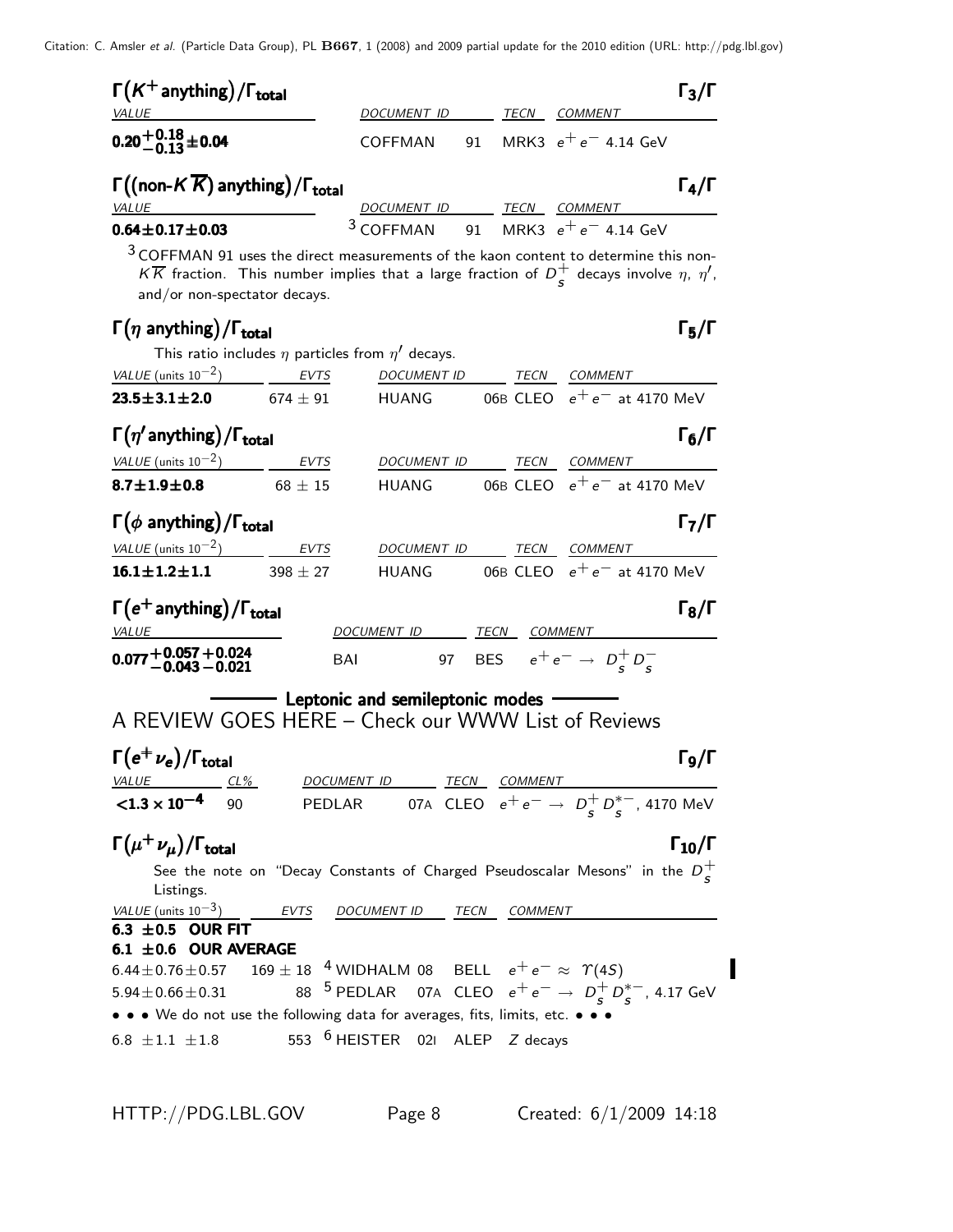### $\Gamma(K^+ \text{ anything})/\Gamma_{\text{total}}$ $\Gamma_3/\Gamma$

| VALUE | DOCUMENT ID | | TECN | COMMENT |
|---|---|---|---|---|
| $\mathbf{0.20^{+0.18}_{-0.13}\pm0.04}$ | COFFMAN | 91 | MRK3 | $e^+e^-$ 4.14 GeV |

### $\Gamma((\text{non-}K\overline{K}) \text{ anything})/\Gamma_{\text{total}}$ $\Gamma_4/\Gamma$

| VALUE | DOCUMENT ID | | TECN | COMMENT |
|---|---|---|---|---|
| $\mathbf{0.64\pm0.17\pm0.03}$ | [3] COFFMAN | 91 | MRK3 | $e^+e^-$ 4.14 GeV |

[3] COFFMAN 91 uses the direct measurements of the kaon content to determine this non-$K\overline{K}$ fraction. This number implies that a large fraction of $D_s^+$ decays involve $\eta$, $\eta'$, and/or non-spectator decays.

### $\Gamma(\eta \text{ anything})/\Gamma_{\text{total}}$ $\Gamma_5/\Gamma$

This ratio includes $\eta$ particles from $\eta'$ decays.

| VALUE (units $10^{-2}$) | EVTS | DOCUMENT ID | | TECN | COMMENT |
|---|---|---|---|---|---|
| $\mathbf{23.5\pm3.1\pm2.0}$ | $674\pm91$ | HUANG | 06B | CLEO | $e^+e^-$ at 4170 MeV |

### $\Gamma(\eta' \text{anything})/\Gamma_{\text{total}}$ $\Gamma_6/\Gamma$

| VALUE (units $10^{-2}$) | EVTS | DOCUMENT ID | | TECN | COMMENT |
|---|---|---|---|---|---|
| $\mathbf{8.7\pm1.9\pm0.8}$ | $68\pm15$ | HUANG | 06B | CLEO | $e^+e^-$ at 4170 MeV |

### $\Gamma(\phi \text{ anything})/\Gamma_{\text{total}}$ $\Gamma_7/\Gamma$

| VALUE (units $10^{-2}$) | EVTS | DOCUMENT ID | | TECN | COMMENT |
|---|---|---|---|---|---|
| $\mathbf{16.1\pm1.2\pm1.1}$ | $398\pm27$ | HUANG | 06B | CLEO | $e^+e^-$ at 4170 MeV |

### $\Gamma(e^+ \text{anything})/\Gamma_{\text{total}}$ $\Gamma_8/\Gamma$

| VALUE | DOCUMENT ID | | TECN | COMMENT |
|---|---|---|---|---|
| $\mathbf{0.077^{+0.057}_{-0.043}{}^{+0.024}_{-0.021}}$ | BAI | 97 | BES | $e^+e^- \to D_s^+ D_s^-$ |

## Leptonic and semileptonic modes

A REVIEW GOES HERE – Check our WWW List of Reviews

### $\Gamma(e^+\nu_e)/\Gamma_{\text{total}}$ $\Gamma_9/\Gamma$

| VALUE | CL% | DOCUMENT ID | | TECN | COMMENT |
|---|---|---|---|---|---|
| $\mathbf{<1.3\times10^{-4}}$ | 90 | PEDLAR | 07A | CLEO | $e^+e^- \to D_s^+ D_s^{*-}$, 4170 MeV |

### $\Gamma(\mu^+\nu_\mu)/\Gamma_{\text{total}}$ $\Gamma_{10}/\Gamma$

See the note on "Decay Constants of Charged Pseudoscalar Mesons" in the $D_s^+$ Listings.

| VALUE (units $10^{-3}$) | EVTS | DOCUMENT ID | | TECN | COMMENT |
|---|---|---|---|---|---|
| **6.3 ±0.5 OUR FIT** | | | | | |
| **6.1 ±0.6 OUR AVERAGE** | | | | | |
| $6.44\pm0.76\pm0.57$ | $169\pm18$ | [4] WIDHALM | 08 | BELL | $e^+e^- \approx \Upsilon(4S)$ |
| $5.94\pm0.66\pm0.31$ | 88 | [5] PEDLAR | 07A | CLEO | $e^+e^- \to D_s^+ D_s^{*-}$, 4.17 GeV |
| • • • We do not use the following data for averages, fits, limits, etc. • • • | | | | | |
| $6.8\ \pm1.1\ \pm1.8$ | 553 | [6] HEISTER | 02I | ALEP | $Z$ decays |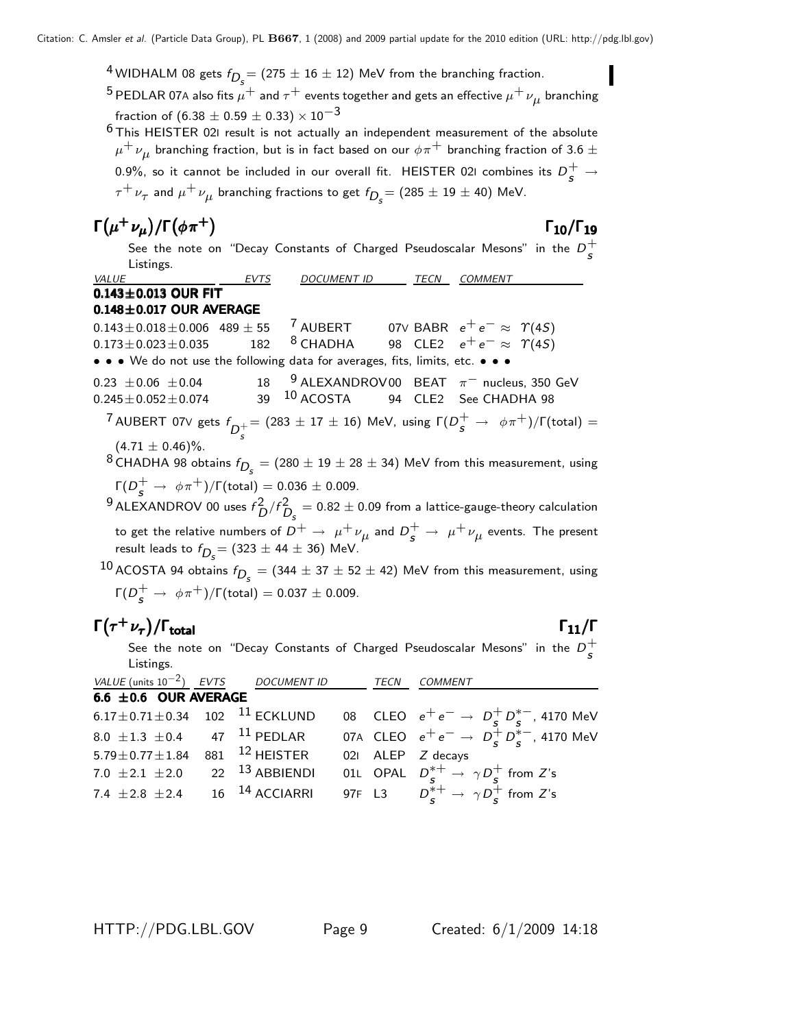[4] WIDHALM 08 gets $f_{D_s}$ = (275 ± 16 ± 12) MeV from the branching fraction.

[5] PEDLAR 07A also fits $\mu^+$ and $\tau^+$ events together and gets an effective $\mu^+ \nu_\mu$ branching fraction of $(6.38 \pm 0.59 \pm 0.33) \times 10^{-3}$

[6] This HEISTER 02I result is not actually an independent measurement of the absolute $\mu^+ \nu_\mu$ branching fraction, but is in fact based on our $\phi \pi^+$ branching fraction of 3.6 ± 0.9%, so it cannot be included in our overall fit. HEISTER 02I combines its $D_s^+ \rightarrow \tau^+ \nu_\tau$ and $\mu^+ \nu_\mu$ branching fractions to get $f_{D_s}$ = (285 ± 19 ± 40) MeV.

## $\Gamma(\mu^+ \nu_\mu)/\Gamma(\phi \pi^+)$ $\Gamma_{10}/\Gamma_{19}$

See the note on "Decay Constants of Charged Pseudoscalar Mesons" in the $D_s^+$ Listings.

| VALUE | EVTS | DOCUMENT ID | | TECN | COMMENT |
|---|---|---|---|---|---|
| **0.143±0.013 OUR FIT** | | | | | |
| **0.148±0.017 OUR AVERAGE** | | | | | |
| 0.143±0.018±0.006 | 489 ± 55 | [7] AUBERT | 07V | BABR | $e^+ e^- \approx \Upsilon(4S)$ |
| 0.173±0.023±0.035 | 182 | [8] CHADHA | 98 | CLE2 | $e^+ e^- \approx \Upsilon(4S)$ |
| • • • We do not use the following data for averages, fits, limits, etc. • • • | | | | | |
| 0.23 ±0.06 ±0.04 | 18 | [9] ALEXANDROV | 00 | BEAT | $\pi^-$ nucleus, 350 GeV |
| 0.245±0.052±0.074 | 39 | [10] ACOSTA | 94 | CLE2 | See CHADHA 98 |

[7] AUBERT 07V gets $f_{D_s^+}$ = (283 ± 17 ± 16) MeV, using $\Gamma(D_s^+ \rightarrow \phi \pi^+)/\Gamma(\text{total})$ = (4.71 ± 0.46)%.

[8] CHADHA 98 obtains $f_{D_s}$ = (280 ± 19 ± 28 ± 34) MeV from this measurement, using $\Gamma(D_s^+ \rightarrow \phi \pi^+)/\Gamma(\text{total}) = 0.036 \pm 0.009$.

[9] ALEXANDROV 00 uses $f_D^2/f_{D_s}^2 = 0.82 \pm 0.09$ from a lattice-gauge-theory calculation to get the relative numbers of $D^+ \rightarrow \mu^+ \nu_\mu$ and $D_s^+ \rightarrow \mu^+ \nu_\mu$ events. The present result leads to $f_{D_s}$ = (323 ± 44 ± 36) MeV.

[10] ACOSTA 94 obtains $f_{D_s}$ = (344 ± 37 ± 52 ± 42) MeV from this measurement, using $\Gamma(D_s^+ \rightarrow \phi \pi^+)/\Gamma(\text{total}) = 0.037 \pm 0.009$.

## $\Gamma(\tau^+ \nu_\tau)/\Gamma_{\text{total}}$ $\Gamma_{11}/\Gamma$

See the note on "Decay Constants of Charged Pseudoscalar Mesons" in the $D_s^+$ Listings.

| VALUE (units $10^{-2}$) | EVTS | DOCUMENT ID | | TECN | COMMENT |
|---|---|---|---|---|---|
| **6.6 ±0.6 OUR AVERAGE** | | | | | |
| 6.17±0.71±0.34 | 102 | [11] ECKLUND | 08 | CLEO | $e^+ e^- \rightarrow D_s^+ D_s^{*-}$, 4170 MeV |
| 8.0 ±1.3 ±0.4 | 47 | [11] PEDLAR | 07A | CLEO | $e^+ e^- \rightarrow D_s^+ D_s^{*-}$, 4170 MeV |
| 5.79±0.77±1.84 | 881 | [12] HEISTER | 02I | ALEP | Z decays |
| 7.0 ±2.1 ±2.0 | 22 | [13] ABBIENDI | 01L | OPAL | $D_s^{*+} \rightarrow \gamma D_s^+$ from Z's |
| 7.4 ±2.8 ±2.4 | 16 | [14] ACCIARRI | 97F | L3 | $D_s^{*+} \rightarrow \gamma D_s^+$ from Z's |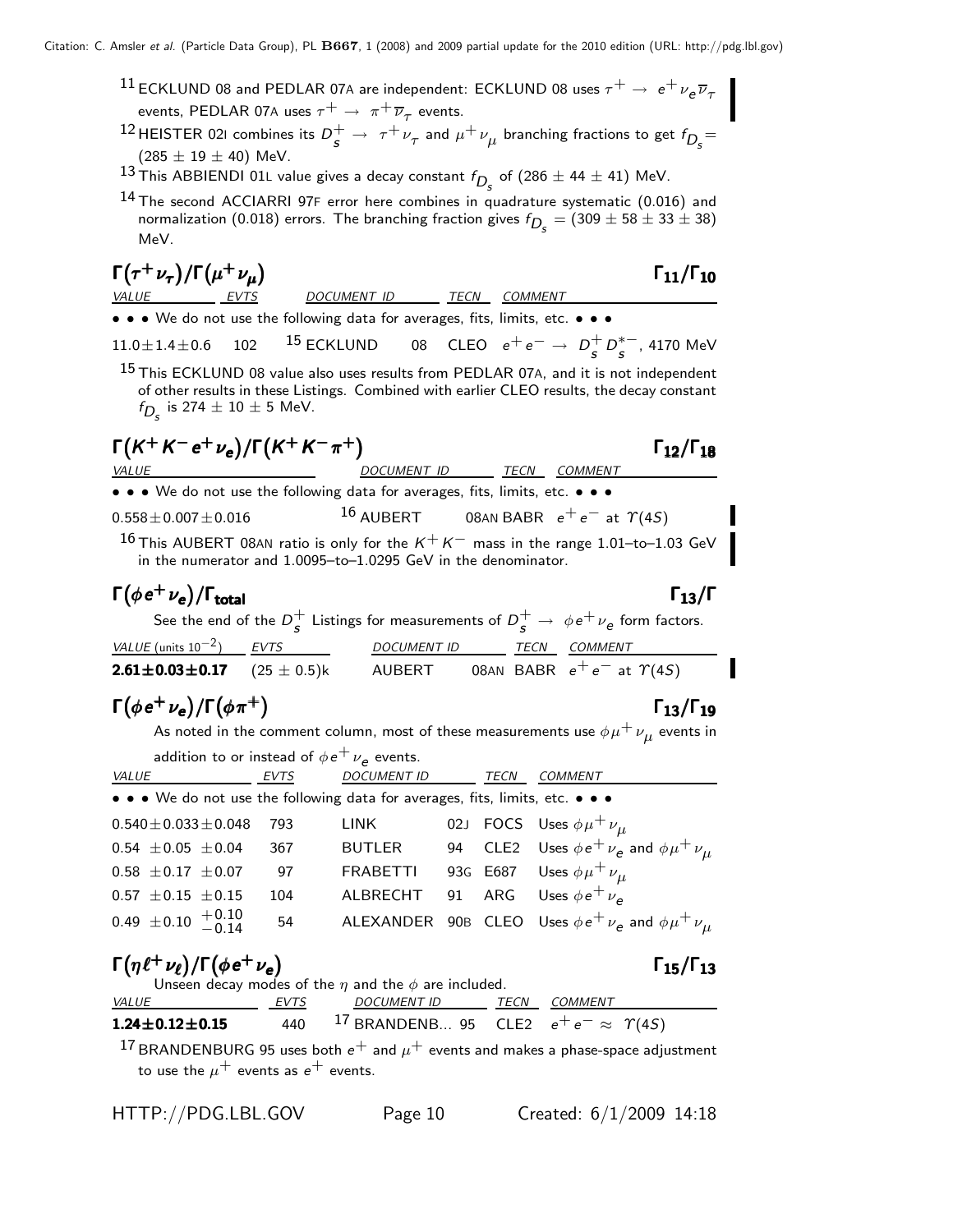[11] ECKLUND 08 and PEDLAR 07A are independent: ECKLUND 08 uses $\tau^+ \rightarrow e^+ \nu_e \overline{\nu}_\tau$ events, PEDLAR 07A uses $\tau^+ \rightarrow \pi^+ \overline{\nu}_\tau$ events.

[12] HEISTER 02I combines its $D_s^+ \rightarrow \tau^+ \nu_\tau$ and $\mu^+ \nu_\mu$ branching fractions to get $f_{D_s} = (285 \pm 19 \pm 40)$ MeV.

[13] This ABBIENDI 01L value gives a decay constant $f_{D_s}$ of $(286 \pm 44 \pm 41)$ MeV.

[14] The second ACCIARRI 97F error here combines in quadrature systematic (0.016) and normalization (0.018) errors. The branching fraction gives $f_{D_s} = (309 \pm 58 \pm 33 \pm 38)$ MeV.

## $\Gamma(\tau^+\nu_\tau)/\Gamma(\mu^+\nu_\mu)$ — $\Gamma_{11}/\Gamma_{10}$

| VALUE | EVTS | DOCUMENT ID | | TECN | COMMENT |
|---|---|---|---|---|---|
| • • • We do not use the following data for averages, fits, limits, etc. • • • | | | | | |
| $11.0 \pm 1.4 \pm 0.6$ | 102 | [15] ECKLUND | 08 | CLEO | $e^+e^- \rightarrow D_s^+ D_s^{*-}$, 4170 MeV |

[15] This ECKLUND 08 value also uses results from PEDLAR 07A, and it is not independent of other results in these Listings. Combined with earlier CLEO results, the decay constant $f_{D_s}$ is $274 \pm 10 \pm 5$ MeV.

## $\Gamma(K^+K^-e^+\nu_e)/\Gamma(K^+K^-\pi^+)$ — $\Gamma_{12}/\Gamma_{18}$

| VALUE | DOCUMENT ID | | TECN | COMMENT |
|---|---|---|---|---|
| • • • We do not use the following data for averages, fits, limits, etc. • • • | | | | |
| $0.558 \pm 0.007 \pm 0.016$ | [16] AUBERT | 08AN | BABR | $e^+e^-$ at $\Upsilon(4S)$ |

[16] This AUBERT 08AN ratio is only for the $K^+K^-$ mass in the range 1.01–to–1.03 GeV in the numerator and 1.0095–to–1.0295 GeV in the denominator.

## $\Gamma(\phi e^+\nu_e)/\Gamma_{\text{total}}$ — $\Gamma_{13}/\Gamma$

See the end of the $D_s^+$ Listings for measurements of $D_s^+ \rightarrow \phi e^+ \nu_e$ form factors.

| VALUE (units $10^{-2}$) | EVTS | DOCUMENT ID | | TECN | COMMENT |
|---|---|---|---|---|---|
| **$2.61 \pm 0.03 \pm 0.17$** | $(25 \pm 0.5)$k | AUBERT | 08AN | BABR | $e^+e^-$ at $\Upsilon(4S)$ |

## $\Gamma(\phi e^+\nu_e)/\Gamma(\phi\pi^+)$ — $\Gamma_{13}/\Gamma_{19}$

As noted in the comment column, most of these measurements use $\phi\mu^+\nu_\mu$ events in addition to or instead of $\phi e^+\nu_e$ events.

| VALUE | EVTS | DOCUMENT ID | | TECN | COMMENT |
|---|---|---|---|---|---|
| • • • We do not use the following data for averages, fits, limits, etc. • • • | | | | | |
| $0.540 \pm 0.033 \pm 0.048$ | 793 | LINK | 02J | FOCS | Uses $\phi\mu^+\nu_\mu$ |
| $0.54 \pm 0.05 \pm 0.04$ | 367 | BUTLER | 94 | CLE2 | Uses $\phi e^+\nu_e$ and $\phi\mu^+\nu_\mu$ |
| $0.58 \pm 0.17 \pm 0.07$ | 97 | FRABETTI | 93G | E687 | Uses $\phi\mu^+\nu_\mu$ |
| $0.57 \pm 0.15 \pm 0.15$ | 104 | ALBRECHT | 91 | ARG | Uses $\phi e^+\nu_e$ |
| $0.49 \pm 0.10 \ {}^{+0.10}_{-0.14}$ | 54 | ALEXANDER | 90B | CLEO | Uses $\phi e^+\nu_e$ and $\phi\mu^+\nu_\mu$ |

## $\Gamma(\eta\ell^+\nu_\ell)/\Gamma(\phi e^+\nu_e)$ — $\Gamma_{15}/\Gamma_{13}$

Unseen decay modes of the $\eta$ and the $\phi$ are included.

| VALUE | EVTS | DOCUMENT ID | | TECN | COMMENT |
|---|---|---|---|---|---|
| **$1.24 \pm 0.12 \pm 0.15$** | 440 | [17] BRANDENB... | 95 | CLE2 | $e^+e^- \approx \Upsilon(4S)$ |

[17] BRANDENBURG 95 uses both $e^+$ and $\mu^+$ events and makes a phase-space adjustment to use the $\mu^+$ events as $e^+$ events.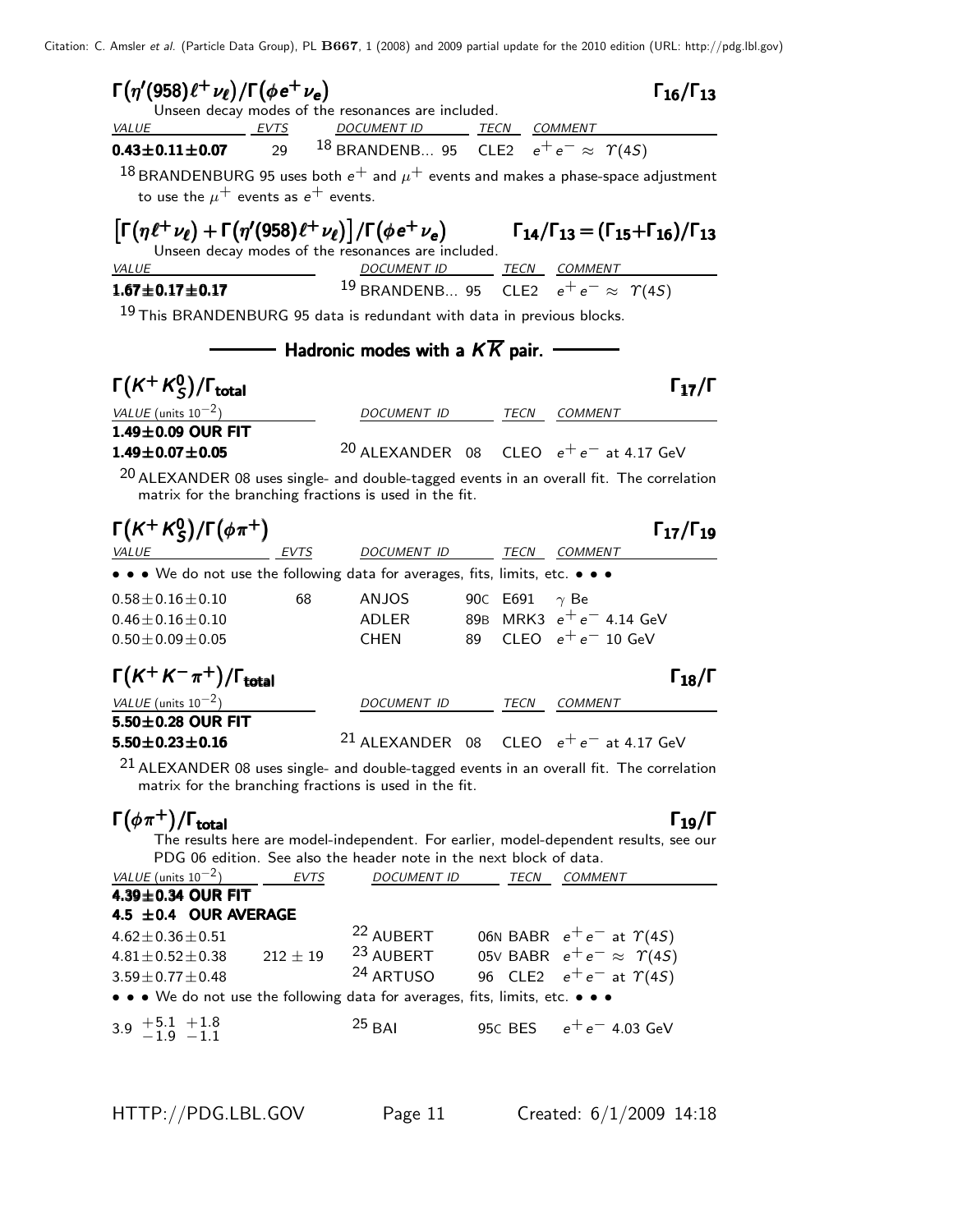### $\Gamma(\eta'(958)\ell^+\nu_\ell)/\Gamma(\phi e^+\nu_e)$ — $\Gamma_{16}/\Gamma_{13}$

Unseen decay modes of the resonances are included.

| VALUE | EVTS | DOCUMENT ID | TECN | COMMENT |
|---|---|---|---|---|
| **0.43±0.11±0.07** | 29 | [18] BRANDENB... 95 | CLE2 | $e^+e^- \approx \Upsilon(4S)$ |

[18] BRANDENBURG 95 uses both $e^+$ and $\mu^+$ events and makes a phase-space adjustment to use the $\mu^+$ events as $e^+$ events.

### $\left[\Gamma(\eta\ell^+\nu_\ell)+\Gamma(\eta'(958)\ell^+\nu_\ell)\right]/\Gamma(\phi e^+\nu_e)$ — $\Gamma_{14}/\Gamma_{13} = (\Gamma_{15}+\Gamma_{16})/\Gamma_{13}$

Unseen decay modes of the resonances are included.

| VALUE | DOCUMENT ID | TECN | COMMENT |
|---|---|---|---|
| **1.67±0.17±0.17** | [19] BRANDENB... 95 | CLE2 | $e^+e^- \approx \Upsilon(4S)$ |

[19] This BRANDENBURG 95 data is redundant with data in previous blocks.

## Hadronic modes with a $K\overline{K}$ pair.

### $\Gamma(K^+K^0_S)/\Gamma_{\text{total}}$ — $\Gamma_{17}/\Gamma$

| VALUE (units $10^{-2}$) | DOCUMENT ID | TECN | COMMENT |
|---|---|---|---|
| **1.49±0.09 OUR FIT** | | | |
| **1.49±0.07±0.05** | [20] ALEXANDER 08 | CLEO | $e^+e^-$ at 4.17 GeV |

[20] ALEXANDER 08 uses single- and double-tagged events in an overall fit. The correlation matrix for the branching fractions is used in the fit.

### $\Gamma(K^+K^0_S)/\Gamma(\phi\pi^+)$ — $\Gamma_{17}/\Gamma_{19}$

| VALUE | EVTS | DOCUMENT ID | TECN | COMMENT |
|---|---|---|---|---|
| • • • We do not use the following data for averages, fits, limits, etc. • • • | | | | |
| $0.58\pm0.16\pm0.10$ | 68 | ANJOS 90C | E691 | $\gamma$ Be |
| $0.46\pm0.16\pm0.10$ | | ADLER 89B | MRK3 | $e^+e^-$ 4.14 GeV |
| $0.50\pm0.09\pm0.05$ | | CHEN 89 | CLEO | $e^+e^-$ 10 GeV |

### $\Gamma(K^+K^-\pi^+)/\Gamma_{\text{total}}$ — $\Gamma_{18}/\Gamma$

| VALUE (units $10^{-2}$) | DOCUMENT ID | TECN | COMMENT |
|---|---|---|---|
| **5.50±0.28 OUR FIT** | | | |
| **5.50±0.23±0.16** | [21] ALEXANDER 08 | CLEO | $e^+e^-$ at 4.17 GeV |

[21] ALEXANDER 08 uses single- and double-tagged events in an overall fit. The correlation matrix for the branching fractions is used in the fit.

### $\Gamma(\phi\pi^+)/\Gamma_{\text{total}}$ — $\Gamma_{19}/\Gamma$

The results here are model-independent. For earlier, model-dependent results, see our PDG 06 edition. See also the header note in the next block of data.

| VALUE (units $10^{-2}$) | EVTS | DOCUMENT ID | TECN | COMMENT |
|---|---|---|---|---|
| **4.39±0.34 OUR FIT** | | | | |
| **4.5 ±0.4 OUR AVERAGE** | | | | |
| $4.62\pm0.36\pm0.51$ | | [22] AUBERT 06N | BABR | $e^+e^-$ at $\Upsilon(4S)$ |
| $4.81\pm0.52\pm0.38$ | $212\pm19$ | [23] AUBERT 05V | BABR | $e^+e^- \approx \Upsilon(4S)$ |
| $3.59\pm0.77\pm0.48$ | | [24] ARTUSO 96 | CLE2 | $e^+e^-$ at $\Upsilon(4S)$ |
| • • • We do not use the following data for averages, fits, limits, etc. • • • | | | | |
| $3.9\ ^{+5.1}_{-1.9}\ ^{+1.8}_{-1.1}$ | | [25] BAI 95C | BES | $e^+e^-$ 4.03 GeV |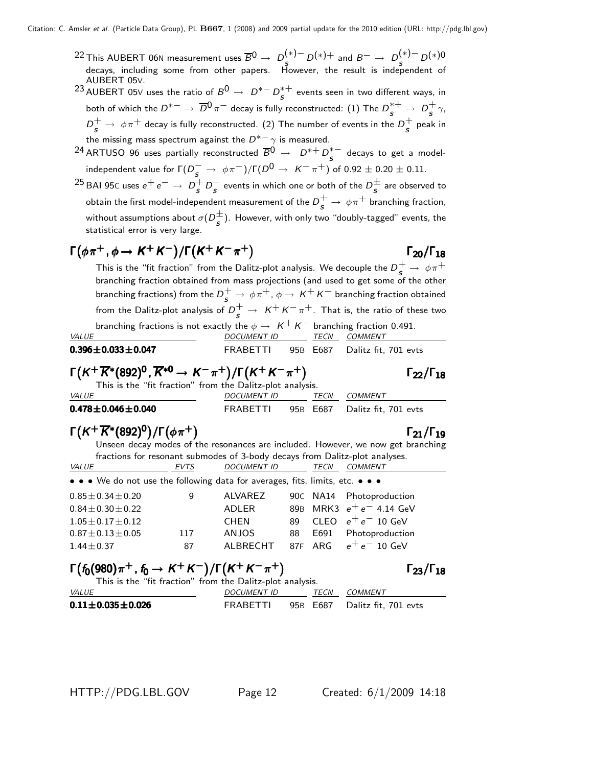[22] This AUBERT 06N measurement uses $\overline{B}^0 \to D_s^{(*)-} D^{(*)+}$ and $B^- \to D_s^{(*)-} D^{(*)0}$ decays, including some from other papers. However, the result is independent of AUBERT 05V.

[23] AUBERT 05V uses the ratio of $B^0 \to D^{*-} D_s^{*+}$ events seen in two different ways, in both of which the $D^{*-} \to \overline{D}^0 \pi^-$ decay is fully reconstructed: (1) The $D_s^{*+} \to D_s^+ \gamma$, $D_s^+ \to \phi\pi^+$ decay is fully reconstructed. (2) The number of events in the $D_s^+$ peak in the missing mass spectrum against the $D^{*-}\gamma$ is measured.

[24] ARTUSO 96 uses partially reconstructed $\overline{B}^0 \to D^{*+} D_s^{*-}$ decays to get a model-independent value for $\Gamma(D_s^- \to \phi\pi^-)/\Gamma(D^0 \to K^-\pi^+)$ of $0.92 \pm 0.20 \pm 0.11$.

[25] BAI 95C uses $e^+e^- \to D_s^+ D_s^-$ events in which one or both of the $D_s^\pm$ are observed to obtain the first model-independent measurement of the $D_s^+ \to \phi\pi^+$ branching fraction, without assumptions about $\sigma(D_s^\pm)$. However, with only two "doubly-tagged" events, the statistical error is very large.

## $\Gamma(\phi\pi^+, \phi \to K^+K^-)/\Gamma(K^+K^-\pi^+)$ — $\Gamma_{20}/\Gamma_{18}$

This is the "fit fraction" from the Dalitz-plot analysis. We decouple the $D_s^+ \to \phi\pi^+$ branching fraction obtained from mass projections (and used to get some of the other branching fractions) from the $D_s^+ \to \phi\pi^+$, $\phi \to K^+K^-$ branching fraction obtained from the Dalitz-plot analysis of $D_s^+ \to K^+K^-\pi^+$. That is, the ratio of these two branching fractions is not exactly the $\phi \to K^+K^-$ branching fraction 0.491.

| VALUE | DOCUMENT ID | | TECN | COMMENT |
|---|---|---|---|---|
| **0.396±0.033±0.047** | FRABETTI | 95B | E687 | Dalitz fit, 701 evts |

## $\Gamma(K^+\overline{K}^*(892)^0, \overline{K}^{*0} \to K^-\pi^+)/\Gamma(K^+K^-\pi^+)$ — $\Gamma_{22}/\Gamma_{18}$

This is the "fit fraction" from the Dalitz-plot analysis.

| VALUE | DOCUMENT ID | | TECN | COMMENT |
|---|---|---|---|---|
| **0.478±0.046±0.040** | FRABETTI | 95B | E687 | Dalitz fit, 701 evts |

## $\Gamma(K^+\overline{K}^*(892)^0)/\Gamma(\phi\pi^+)$ — $\Gamma_{21}/\Gamma_{19}$

Unseen decay modes of the resonances are included. However, we now get branching fractions for resonant submodes of 3-body decays from Dalitz-plot analyses.

| VALUE | EVTS | DOCUMENT ID | | TECN | COMMENT |
|---|---|---|---|---|---|
| • • • We do not use the following data for averages, fits, limits, etc. • • • | | | | | |
| 0.85±0.34±0.20 | 9 | ALVAREZ | 90C | NA14 | Photoproduction |
| 0.84±0.30±0.22 | | ADLER | 89B | MRK3 | $e^+e^-$ 4.14 GeV |
| 1.05±0.17±0.12 | | CHEN | 89 | CLEO | $e^+e^-$ 10 GeV |
| 0.87±0.13±0.05 | 117 | ANJOS | 88 | E691 | Photoproduction |
| 1.44±0.37 | 87 | ALBRECHT | 87F | ARG | $e^+e^-$ 10 GeV |

## $\Gamma(f_0(980)\pi^+, f_0 \to K^+K^-)/\Gamma(K^+K^-\pi^+)$ — $\Gamma_{23}/\Gamma_{18}$

This is the "fit fraction" from the Dalitz-plot analysis.

| VALUE | DOCUMENT ID | | TECN | COMMENT |
|---|---|---|---|---|
| **0.11±0.035±0.026** | FRABETTI | 95B | E687 | Dalitz fit, 701 evts |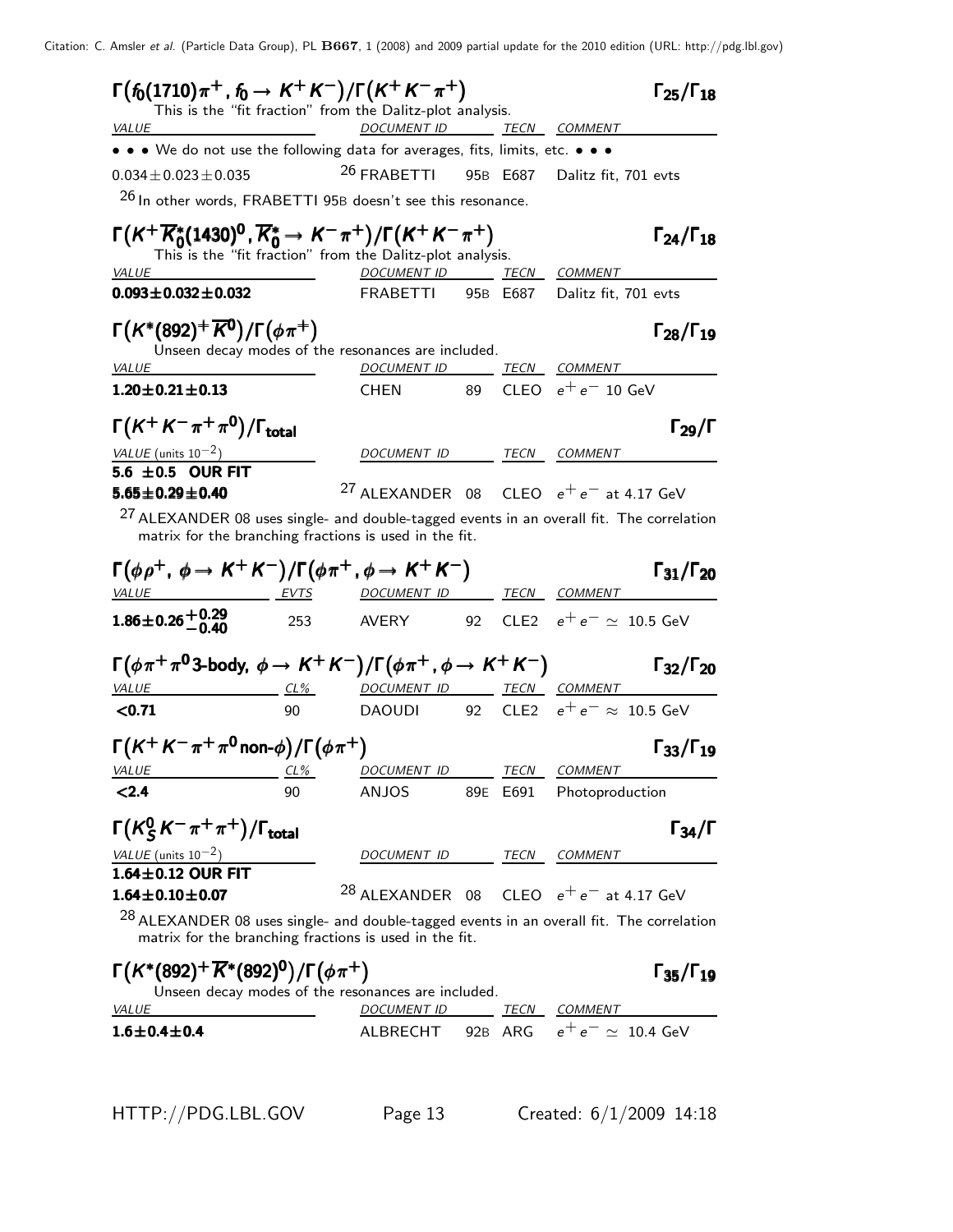### $\Gamma(f_0(1710)\pi^+, f_0 \to K^+K^-)/\Gamma(K^+K^-\pi^+)$ — $\Gamma_{25}/\Gamma_{18}$

This is the "fit fraction" from the Dalitz-plot analysis.

| VALUE | DOCUMENT ID | | TECN | COMMENT |
|---|---|---|---|---|
| • • • We do not use the following data for averages, fits, limits, etc. • • • | | | | |
| $0.034 \pm 0.023 \pm 0.035$ | [26] FRABETTI | 95B | E687 | Dalitz fit, 701 evts |

[26] In other words, FRABETTI 95B doesn't see this resonance.

### $\Gamma(K^+\overline{K}{}^*_0(1430)^0, \overline{K}{}^*_0 \to K^-\pi^+)/\Gamma(K^+K^-\pi^+)$ — $\Gamma_{24}/\Gamma_{18}$

This is the "fit fraction" from the Dalitz-plot analysis.

| VALUE | DOCUMENT ID | | TECN | COMMENT |
|---|---|---|---|---|
| **$0.093 \pm 0.032 \pm 0.032$** | FRABETTI | 95B | E687 | Dalitz fit, 701 evts |

### $\Gamma(K^*(892)^+\overline{K}{}^0)/\Gamma(\phi\pi^+)$ — $\Gamma_{28}/\Gamma_{19}$

Unseen decay modes of the resonances are included.

| VALUE | DOCUMENT ID | | TECN | COMMENT |
|---|---|---|---|---|
| **$1.20 \pm 0.21 \pm 0.13$** | CHEN | 89 | CLEO | $e^+e^-$ 10 GeV |

### $\Gamma(K^+K^-\pi^+\pi^0)/\Gamma_{\text{total}}$ — $\Gamma_{29}/\Gamma$

| VALUE (units $10^{-2}$) | DOCUMENT ID | | TECN | COMMENT |
|---|---|---|---|---|
| **$5.6 \pm 0.5$ OUR FIT** | | | | |
| **$5.65 \pm 0.29 \pm 0.40$** | [27] ALEXANDER | 08 | CLEO | $e^+e^-$ at 4.17 GeV |

[27] ALEXANDER 08 uses single- and double-tagged events in an overall fit. The correlation matrix for the branching fractions is used in the fit.

### $\Gamma(\phi\rho^+, \phi \to K^+K^-)/\Gamma(\phi\pi^+, \phi \to K^+K^-)$ — $\Gamma_{31}/\Gamma_{20}$

| VALUE | EVTS | DOCUMENT ID | | TECN | COMMENT |
|---|---|---|---|---|---|
| **$1.86 \pm 0.26^{+0.29}_{-0.40}$** | 253 | AVERY | 92 | CLE2 | $e^+e^- \simeq 10.5$ GeV |

### $\Gamma(\phi\pi^+\pi^0 \text{ 3-body}, \phi \to K^+K^-)/\Gamma(\phi\pi^+, \phi \to K^+K^-)$ — $\Gamma_{32}/\Gamma_{20}$

| VALUE | CL% | DOCUMENT ID | | TECN | COMMENT |
|---|---|---|---|---|---|
| **$<0.71$** | 90 | DAOUDI | 92 | CLE2 | $e^+e^- \approx 10.5$ GeV |

### $\Gamma(K^+K^-\pi^+\pi^0 \text{ non-}\phi)/\Gamma(\phi\pi^+)$ — $\Gamma_{33}/\Gamma_{19}$

| VALUE | CL% | DOCUMENT ID | | TECN | COMMENT |
|---|---|---|---|---|---|
| **$<2.4$** | 90 | ANJOS | 89E | E691 | Photoproduction |

### $\Gamma(K^0_S K^-\pi^+\pi^+)/\Gamma_{\text{total}}$ — $\Gamma_{34}/\Gamma$

| VALUE (units $10^{-2}$) | DOCUMENT ID | | TECN | COMMENT |
|---|---|---|---|---|
| **$1.64 \pm 0.12$ OUR FIT** | | | | |
| **$1.64 \pm 0.10 \pm 0.07$** | [28] ALEXANDER | 08 | CLEO | $e^+e^-$ at 4.17 GeV |

[28] ALEXANDER 08 uses single- and double-tagged events in an overall fit. The correlation matrix for the branching fractions is used in the fit.

### $\Gamma(K^*(892)^+\overline{K}{}^*(892)^0)/\Gamma(\phi\pi^+)$ — $\Gamma_{35}/\Gamma_{19}$

Unseen decay modes of the resonances are included.

| VALUE | DOCUMENT ID | | TECN | COMMENT |
|---|---|---|---|---|
| **$1.6 \pm 0.4 \pm 0.4$** | ALBRECHT | 92B | ARG | $e^+e^- \simeq 10.4$ GeV |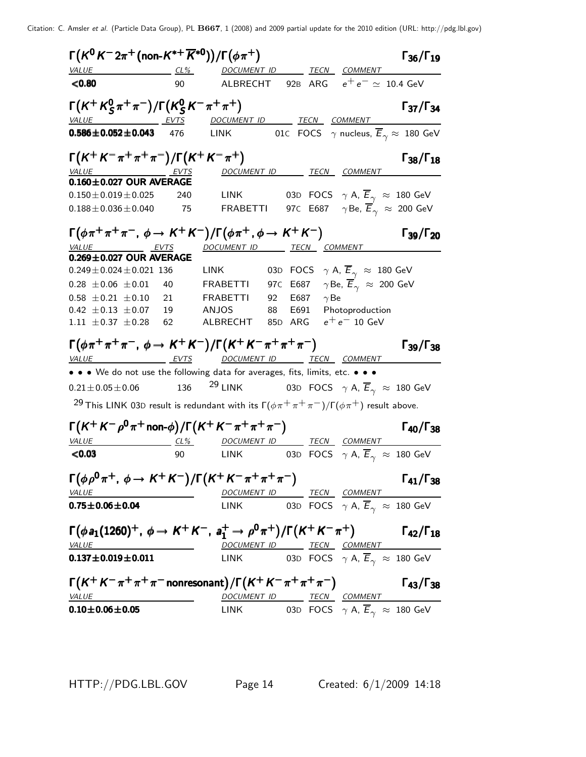### $\Gamma(K^0 K^- 2\pi^+ (\text{non-}K^{*+}\overline{K}^{*0}))/\Gamma(\phi\pi^+)$ — $\Gamma_{36}/\Gamma_{19}$

| VALUE | CL% | DOCUMENT ID | | TECN | COMMENT |
|---|---|---|---|---|---|
| **<0.80** | 90 | ALBRECHT | 92B | ARG | $e^+e^- \simeq$ 10.4 GeV |

### $\Gamma(K^+ K^0_S \pi^+\pi^-)/\Gamma(K^0_S K^-\pi^+\pi^+)$ — $\Gamma_{37}/\Gamma_{34}$

| VALUE | EVTS | DOCUMENT ID | | TECN | COMMENT |
|---|---|---|---|---|---|
| **0.586±0.052±0.043** | 476 | LINK | 01C | FOCS | $\gamma$ nucleus, $\overline{E}_\gamma \approx$ 180 GeV |

### $\Gamma(K^+K^-\pi^+\pi^+\pi^-)/\Gamma(K^+K^-\pi^+)$ — $\Gamma_{38}/\Gamma_{18}$

| VALUE | EVTS | DOCUMENT ID | | TECN | COMMENT |
|---|---|---|---|---|---|
| **0.160±0.027 OUR AVERAGE** | | | | | |
| 0.150±0.019±0.025 | 240 | LINK | 03D | FOCS | $\gamma$ A, $\overline{E}_\gamma \approx$ 180 GeV |
| 0.188±0.036±0.040 | 75 | FRABETTI | 97C | E687 | $\gamma$Be, $\overline{E}_\gamma \approx$ 200 GeV |

### $\Gamma(\phi\pi^+\pi^+\pi^-,\ \phi\to K^+K^-)/\Gamma(\phi\pi^+, \phi\to K^+K^-)$ — $\Gamma_{39}/\Gamma_{20}$

| VALUE | EVTS | DOCUMENT ID | | TECN | COMMENT |
|---|---|---|---|---|---|
| **0.269±0.027 OUR AVERAGE** | | | | | |
| 0.249±0.024±0.021 | 136 | LINK | 03D | FOCS | $\gamma$ A, $\overline{E}_\gamma \approx$ 180 GeV |
| 0.28 ±0.06 ±0.01 | 40 | FRABETTI | 97C | E687 | $\gamma$Be, $\overline{E}_\gamma \approx$ 200 GeV |
| 0.58 ±0.21 ±0.10 | 21 | FRABETTI | 92 | E687 | $\gamma$Be |
| 0.42 ±0.13 ±0.07 | 19 | ANJOS | 88 | E691 | Photoproduction |
| 1.11 ±0.37 ±0.28 | 62 | ALBRECHT | 85D | ARG | $e^+e^-$ 10 GeV |

### $\Gamma(\phi\pi^+\pi^+\pi^-,\ \phi\to K^+K^-)/\Gamma(K^+K^-\pi^+\pi^+\pi^-)$ — $\Gamma_{39}/\Gamma_{38}$

| VALUE | EVTS | DOCUMENT ID | | TECN | COMMENT |
|---|---|---|---|---|---|
| • • • We do not use the following data for averages, fits, limits, etc. • • • | | | | | |
| 0.21±0.05±0.06 | 136 | [29] LINK | 03D | FOCS | $\gamma$ A, $\overline{E}_\gamma \approx$ 180 GeV |

[29] This LINK 03D result is redundant with its $\Gamma(\phi\pi^+\pi^+\pi^-)/\Gamma(\phi\pi^+)$ result above.

### $\Gamma(K^+K^-\rho^0\pi^+ \text{non-}\phi)/\Gamma(K^+K^-\pi^+\pi^+\pi^-)$ — $\Gamma_{40}/\Gamma_{38}$

| VALUE | CL% | DOCUMENT ID | | TECN | COMMENT |
|---|---|---|---|---|---|
| **<0.03** | 90 | LINK | 03D | FOCS | $\gamma$ A, $\overline{E}_\gamma \approx$ 180 GeV |

### $\Gamma(\phi\rho^0\pi^+,\ \phi\to K^+K^-)/\Gamma(K^+K^-\pi^+\pi^+\pi^-)$ — $\Gamma_{41}/\Gamma_{38}$

| VALUE | DOCUMENT ID | | TECN | COMMENT |
|---|---|---|---|---|
| **0.75±0.06±0.04** | LINK | 03D | FOCS | $\gamma$ A, $\overline{E}_\gamma \approx$ 180 GeV |

### $\Gamma(\phi a_1(1260)^+,\ \phi\to K^+K^-,\ a_1^+\to\rho^0\pi^+)/\Gamma(K^+K^-\pi^+)$ — $\Gamma_{42}/\Gamma_{18}$

| VALUE | DOCUMENT ID | | TECN | COMMENT |
|---|---|---|---|---|
| **0.137±0.019±0.011** | LINK | 03D | FOCS | $\gamma$ A, $\overline{E}_\gamma \approx$ 180 GeV |

### $\Gamma(K^+K^-\pi^+\pi^+\pi^- \text{nonresonant})/\Gamma(K^+K^-\pi^+\pi^+\pi^-)$ — $\Gamma_{43}/\Gamma_{38}$

| VALUE | DOCUMENT ID | | TECN | COMMENT |
|---|---|---|---|---|
| **0.10±0.06±0.05** | LINK | 03D | FOCS | $\gamma$ A, $\overline{E}_\gamma \approx$ 180 GeV |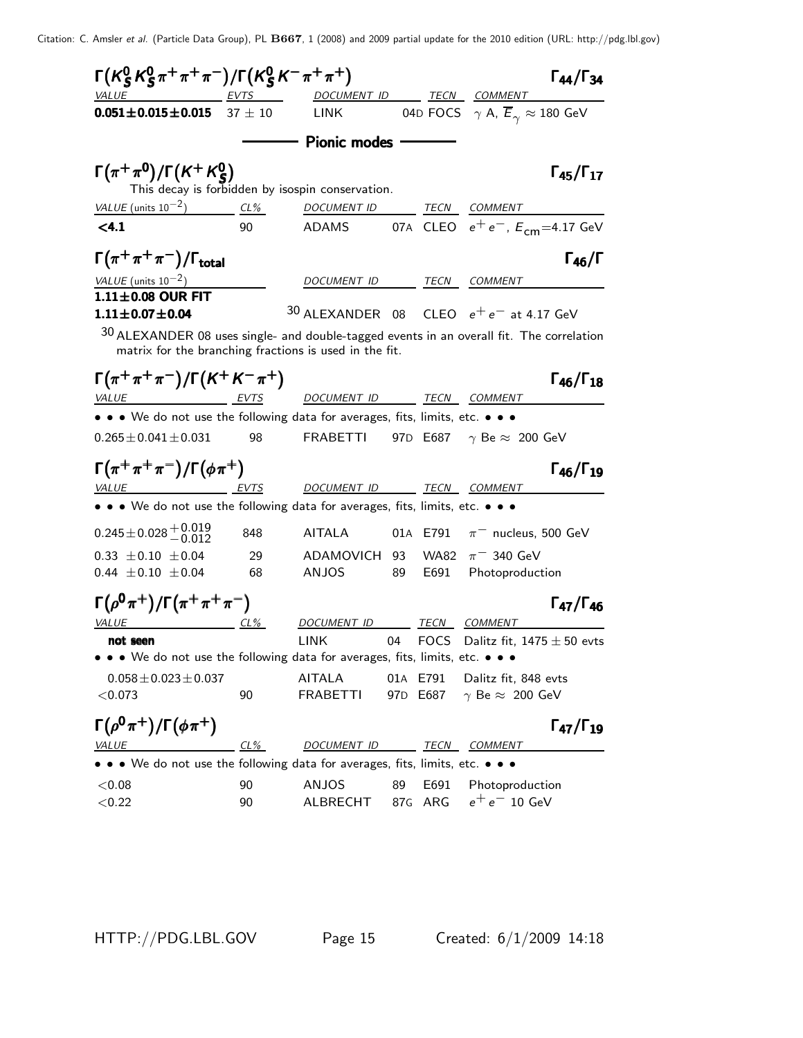### $\Gamma(K^0_S K^0_S \pi^+ \pi^+ \pi^-)/\Gamma(K^0_S K^- \pi^+ \pi^+)$ — $\Gamma_{44}/\Gamma_{34}$

| VALUE | EVTS | DOCUMENT ID | | TECN | COMMENT |
|---|---|---|---|---|---|
| **0.051±0.015±0.015** | 37 ± 10 | LINK | 04D | FOCS | $\gamma$ A, $\overline{E}_\gamma \approx$ 180 GeV |

## Pionic modes

### $\Gamma(\pi^+ \pi^0)/\Gamma(K^+ K^0_S)$ — $\Gamma_{45}/\Gamma_{17}$

This decay is forbidden by isospin conservation.

| VALUE (units $10^{-2}$) | CL% | DOCUMENT ID | | TECN | COMMENT |
|---|---|---|---|---|---|
| **<4.1** | 90 | ADAMS | 07A | CLEO | $e^+ e^-$, $E_{cm}$=4.17 GeV |

### $\Gamma(\pi^+ \pi^+ \pi^-)/\Gamma_{total}$ — $\Gamma_{46}/\Gamma$

| VALUE (units $10^{-2}$) | DOCUMENT ID | | TECN | COMMENT |
|---|---|---|---|---|
| **1.11±0.08 OUR FIT** | | | | |
| **1.11±0.07±0.04** | [30] ALEXANDER | 08 | CLEO | $e^+ e^-$ at 4.17 GeV |

[30] ALEXANDER 08 uses single- and double-tagged events in an overall fit. The correlation matrix for the branching fractions is used in the fit.

### $\Gamma(\pi^+ \pi^+ \pi^-)/\Gamma(K^+ K^- \pi^+)$ — $\Gamma_{46}/\Gamma_{18}$

| VALUE | EVTS | DOCUMENT ID | | TECN | COMMENT |
|---|---|---|---|---|---|
| • • • We do not use the following data for averages, fits, limits, etc. • • • | | | | | |
| 0.265±0.041±0.031 | 98 | FRABETTI | 97D | E687 | $\gamma$ Be ≈ 200 GeV |

### $\Gamma(\pi^+ \pi^+ \pi^-)/\Gamma(\phi \pi^+)$ — $\Gamma_{46}/\Gamma_{19}$

| VALUE | EVTS | DOCUMENT ID | | TECN | COMMENT |
|---|---|---|---|---|---|
| • • • We do not use the following data for averages, fits, limits, etc. • • • | | | | | |
| $0.245 \pm 0.028^{+0.019}_{-0.012}$ | 848 | AITALA | 01A | E791 | $\pi^-$ nucleus, 500 GeV |
| 0.33 ±0.10 ±0.04 | 29 | ADAMOVICH | 93 | WA82 | $\pi^-$ 340 GeV |
| 0.44 ±0.10 ±0.04 | 68 | ANJOS | 89 | E691 | Photoproduction |

### $\Gamma(\rho^0 \pi^+)/\Gamma(\pi^+ \pi^+ \pi^-)$ — $\Gamma_{47}/\Gamma_{46}$

| VALUE | CL% | DOCUMENT ID | | TECN | COMMENT |
|---|---|---|---|---|---|
| **not seen** | | LINK | 04 | FOCS | Dalitz fit, 1475 ± 50 evts |
| • • • We do not use the following data for averages, fits, limits, etc. • • • | | | | | |
| 0.058±0.023±0.037 | | AITALA | 01A | E791 | Dalitz fit, 848 evts |
| <0.073 | 90 | FRABETTI | 97D | E687 | $\gamma$ Be ≈ 200 GeV |

### $\Gamma(\rho^0 \pi^+)/\Gamma(\phi \pi^+)$ — $\Gamma_{47}/\Gamma_{19}$

| VALUE | CL% | DOCUMENT ID | | TECN | COMMENT |
|---|---|---|---|---|---|
| • • • We do not use the following data for averages, fits, limits, etc. • • • | | | | | |
| <0.08 | 90 | ANJOS | 89 | E691 | Photoproduction |
| <0.22 | 90 | ALBRECHT | 87G | ARG | $e^+ e^-$ 10 GeV |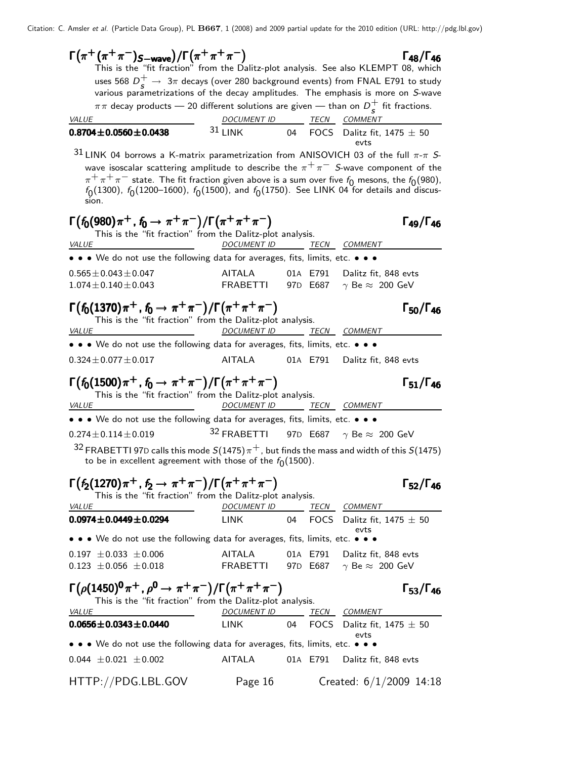### $\Gamma(\pi^+(\pi^+\pi^-)_{S-\text{wave}})/\Gamma(\pi^+\pi^+\pi^-)$ $\Gamma_{48}/\Gamma_{46}$

This is the "fit fraction" from the Dalitz-plot analysis. See also KLEMPT 08, which uses 568 $D_s^+ \to 3\pi$ decays (over 280 background events) from FNAL E791 to study various parametrizations of the decay amplitudes. The emphasis is more on $S$-wave $\pi\pi$ decay products — 20 different solutions are given — than on $D_s^+$ fit fractions.

| *VALUE* | *DOCUMENT ID* | | *TECN* | *COMMENT* |
|---|---|---|---|---|
| **0.8704±0.0560±0.0438** | [31] LINK | 04 | FOCS | Dalitz fit, 1475 ± 50 evts |

[31] LINK 04 borrows a K-matrix parametrization from ANISOVICH 03 of the full $\pi$-$\pi$ $S$-wave isoscalar scattering amplitude to describe the $\pi^+\pi^-$ $S$-wave component of the $\pi^+\pi^+\pi^-$ state. The fit fraction given above is a sum over five $f_0$ mesons, the $f_0(980)$, $f_0(1300)$, $f_0(1200–1600)$, $f_0(1500)$, and $f_0(1750)$. See LINK 04 for details and discussion.

### $\Gamma(f_0(980)\pi^+, f_0 \to \pi^+\pi^-)/\Gamma(\pi^+\pi^+\pi^-)$ $\Gamma_{49}/\Gamma_{46}$

This is the "fit fraction" from the Dalitz-plot analysis.

| *VALUE* | *DOCUMENT ID* | | *TECN* | *COMMENT* |
|---|---|---|---|---|
| • • • We do not use the following data for averages, fits, limits, etc. • • • | | | | |
| 0.565±0.043±0.047 | AITALA | 01A | E791 | Dalitz fit, 848 evts |
| 1.074±0.140±0.043 | FRABETTI | 97D | E687 | $\gamma$ Be ≈ 200 GeV |

### $\Gamma(f_0(1370)\pi^+, f_0 \to \pi^+\pi^-)/\Gamma(\pi^+\pi^+\pi^-)$ $\Gamma_{50}/\Gamma_{46}$

This is the "fit fraction" from the Dalitz-plot analysis.

| *VALUE* | *DOCUMENT ID* | | *TECN* | *COMMENT* |
|---|---|---|---|---|
| • • • We do not use the following data for averages, fits, limits, etc. • • • | | | | |
| 0.324±0.077±0.017 | AITALA | 01A | E791 | Dalitz fit, 848 evts |

### $\Gamma(f_0(1500)\pi^+, f_0 \to \pi^+\pi^-)/\Gamma(\pi^+\pi^+\pi^-)$ $\Gamma_{51}/\Gamma_{46}$

This is the "fit fraction" from the Dalitz-plot analysis.

| *VALUE* | *DOCUMENT ID* | | *TECN* | *COMMENT* |
|---|---|---|---|---|
| • • • We do not use the following data for averages, fits, limits, etc. • • • | | | | |
| 0.274±0.114±0.019 | [32] FRABETTI | 97D | E687 | $\gamma$ Be ≈ 200 GeV |

[32] FRABETTI 97D calls this mode $S(1475)\pi^+$, but finds the mass and width of this $S(1475)$ to be in excellent agreement with those of the $f_0(1500)$.

### $\Gamma(f_2(1270)\pi^+, f_2 \to \pi^+\pi^-)/\Gamma(\pi^+\pi^+\pi^-)$ $\Gamma_{52}/\Gamma_{46}$

This is the "fit fraction" from the Dalitz-plot analysis.

| *VALUE* | *DOCUMENT ID* | | *TECN* | *COMMENT* |
|---|---|---|---|---|
| **0.0974±0.0449±0.0294** | LINK | 04 | FOCS | Dalitz fit, 1475 ± 50 evts |
| • • • We do not use the following data for averages, fits, limits, etc. • • • | | | | |
| 0.197 ±0.033 ±0.006 | AITALA | 01A | E791 | Dalitz fit, 848 evts |
| 0.123 ±0.056 ±0.018 | FRABETTI | 97D | E687 | $\gamma$ Be ≈ 200 GeV |

### $\Gamma(\rho(1450)^0\pi^+, \rho^0 \to \pi^+\pi^-)/\Gamma(\pi^+\pi^+\pi^-)$ $\Gamma_{53}/\Gamma_{46}$

This is the "fit fraction" from the Dalitz-plot analysis.

| *VALUE* | *DOCUMENT ID* | | *TECN* | *COMMENT* |
|---|---|---|---|---|
| **0.0656±0.0343±0.0440** | LINK | 04 | FOCS | Dalitz fit, 1475 ± 50 evts |
| • • • We do not use the following data for averages, fits, limits, etc. • • • | | | | |
| 0.044 ±0.021 ±0.002 | AITALA | 01A | E791 | Dalitz fit, 848 evts |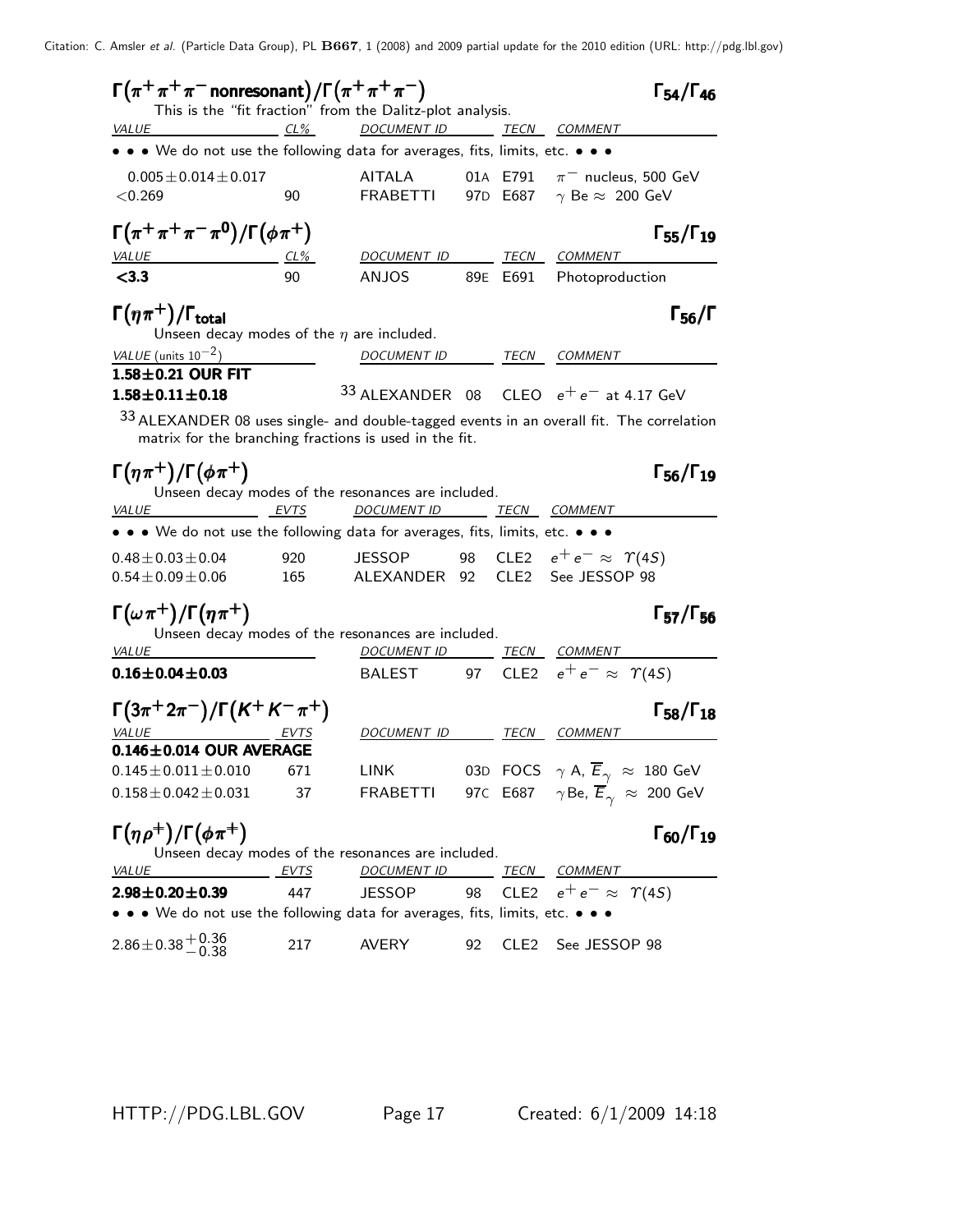### $\Gamma(\pi^+\pi^+\pi^- \text{ nonresonant})/\Gamma(\pi^+\pi^+\pi^-)$ — $\Gamma_{54}/\Gamma_{46}$

This is the "fit fraction" from the Dalitz-plot analysis.

| VALUE | CL% | DOCUMENT ID | | TECN | COMMENT |
|---|---|---|---|---|---|
| • • • We do not use the following data for averages, fits, limits, etc. • • • | | | | | |
| $0.005 \pm 0.014 \pm 0.017$ | | AITALA | 01A | E791 | $\pi^-$ nucleus, 500 GeV |
| $<0.269$ | 90 | FRABETTI | 97D | E687 | $\gamma$ Be $\approx$ 200 GeV |

### $\Gamma(\pi^+\pi^+\pi^-\pi^0)/\Gamma(\phi\pi^+)$ — $\Gamma_{55}/\Gamma_{19}$

| VALUE | CL% | DOCUMENT ID | | TECN | COMMENT |
|---|---|---|---|---|---|
| **<3.3** | 90 | ANJOS | 89E | E691 | Photoproduction |

### $\Gamma(\eta\pi^+)/\Gamma_{\text{total}}$ — $\Gamma_{56}/\Gamma$

Unseen decay modes of the $\eta$ are included.

| VALUE (units $10^{-2}$) | DOCUMENT ID | | TECN | COMMENT |
|---|---|---|---|---|
| **1.58±0.21 OUR FIT** | | | | |
| **1.58±0.11±0.18** | [33] ALEXANDER | 08 | CLEO | $e^+e^-$ at 4.17 GeV |

[33] ALEXANDER 08 uses single- and double-tagged events in an overall fit. The correlation matrix for the branching fractions is used in the fit.

### $\Gamma(\eta\pi^+)/\Gamma(\phi\pi^+)$ — $\Gamma_{56}/\Gamma_{19}$

Unseen decay modes of the resonances are included.

| VALUE | EVTS | DOCUMENT ID | | TECN | COMMENT |
|---|---|---|---|---|---|
| • • • We do not use the following data for averages, fits, limits, etc. • • • | | | | | |
| $0.48 \pm 0.03 \pm 0.04$ | 920 | JESSOP | 98 | CLE2 | $e^+e^- \approx \Upsilon(4S)$ |
| $0.54 \pm 0.09 \pm 0.06$ | 165 | ALEXANDER | 92 | CLE2 | See JESSOP 98 |

### $\Gamma(\omega\pi^+)/\Gamma(\eta\pi^+)$ — $\Gamma_{57}/\Gamma_{56}$

Unseen decay modes of the resonances are included.

| VALUE | DOCUMENT ID | | TECN | COMMENT |
|---|---|---|---|---|
| **0.16±0.04±0.03** | BALEST | 97 | CLE2 | $e^+e^- \approx \Upsilon(4S)$ |

### $\Gamma(3\pi^+2\pi^-)/\Gamma(K^+K^-\pi^+)$ — $\Gamma_{58}/\Gamma_{18}$

| VALUE | EVTS | DOCUMENT ID | | TECN | COMMENT |
|---|---|---|---|---|---|
| **0.146±0.014 OUR AVERAGE** | | | | | |
| $0.145 \pm 0.011 \pm 0.010$ | 671 | LINK | 03D | FOCS | $\gamma$ A, $\overline{E}_\gamma \approx$ 180 GeV |
| $0.158 \pm 0.042 \pm 0.031$ | 37 | FRABETTI | 97C | E687 | $\gamma$Be, $\overline{E}_\gamma \approx$ 200 GeV |

### $\Gamma(\eta\rho^+)/\Gamma(\phi\pi^+)$ — $\Gamma_{60}/\Gamma_{19}$

Unseen decay modes of the resonances are included.

| VALUE | EVTS | DOCUMENT ID | | TECN | COMMENT |
|---|---|---|---|---|---|
| **2.98±0.20±0.39** | 447 | JESSOP | 98 | CLE2 | $e^+e^- \approx \Upsilon(4S)$ |
| • • • We do not use the following data for averages, fits, limits, etc. • • • | | | | | |
| $2.86 \pm 0.38 ^{+0.36}_{-0.38}$ | 217 | AVERY | 92 | CLE2 | See JESSOP 98 |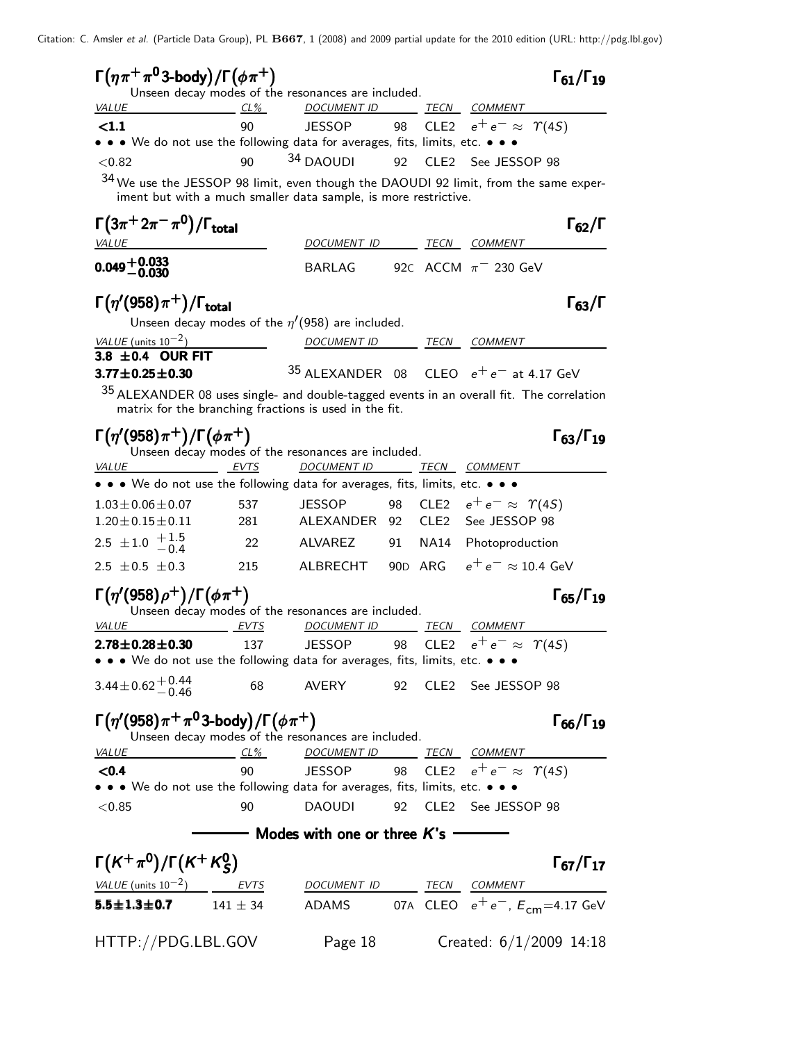### $\Gamma(\eta\pi^+\pi^0 \text{ 3-body})/\Gamma(\phi\pi^+)$ — $\Gamma_{61}/\Gamma_{19}$

Unseen decay modes of the resonances are included.

| VALUE | CL% | DOCUMENT ID | | TECN | COMMENT |
|---|---|---|---|---|---|
| **<1.1** | 90 | JESSOP | 98 | CLE2 | $e^+e^- \approx \Upsilon(4S)$ |
| • • • We do not use the following data for averages, fits, limits, etc. • • • | | | | | |
| $<0.82$ | 90 | [34] DAOUDI | 92 | CLE2 | See JESSOP 98 |

[34] We use the JESSOP 98 limit, even though the DAOUDI 92 limit, from the same experiment but with a much smaller data sample, is more restrictive.

### $\Gamma(3\pi^+2\pi^-\pi^0)/\Gamma_{\text{total}}$ — $\Gamma_{62}/\Gamma$

| VALUE | DOCUMENT ID | | TECN | COMMENT |
|---|---|---|---|---|
| $\mathbf{0.049^{+0.033}_{-0.030}}$ | BARLAG | 92C | ACCM | $\pi^-$ 230 GeV |

### $\Gamma(\eta'(958)\pi^+)/\Gamma_{\text{total}}$ — $\Gamma_{63}/\Gamma$

Unseen decay modes of the $\eta'(958)$ are included.

| VALUE (units $10^{-2}$) | DOCUMENT ID | | TECN | COMMENT |
|---|---|---|---|---|
| **3.8 ±0.4 OUR FIT** | | | | |
| **3.77±0.25±0.30** | [35] ALEXANDER | 08 | CLEO | $e^+e^-$ at 4.17 GeV |

[35] ALEXANDER 08 uses single- and double-tagged events in an overall fit. The correlation matrix for the branching fractions is used in the fit.

### $\Gamma(\eta'(958)\pi^+)/\Gamma(\phi\pi^+)$ — $\Gamma_{63}/\Gamma_{19}$

Unseen decay modes of the resonances are included.

| VALUE | EVTS | DOCUMENT ID | | TECN | COMMENT |
|---|---|---|---|---|---|
| • • • We do not use the following data for averages, fits, limits, etc. • • • | | | | | |
| $1.03\pm0.06\pm0.07$ | 537 | JESSOP | 98 | CLE2 | $e^+e^- \approx \Upsilon(4S)$ |
| $1.20\pm0.15\pm0.11$ | 281 | ALEXANDER | 92 | CLE2 | See JESSOP 98 |
| $2.5\ \pm1.0\ ^{+1.5}_{-0.4}$ | 22 | ALVAREZ | 91 | NA14 | Photoproduction |
| $2.5\ \pm0.5\ \pm0.3$ | 215 | ALBRECHT | 90D | ARG | $e^+e^- \approx 10.4$ GeV |

### $\Gamma(\eta'(958)\rho^+)/\Gamma(\phi\pi^+)$ — $\Gamma_{65}/\Gamma_{19}$

Unseen decay modes of the resonances are included.

| VALUE | EVTS | DOCUMENT ID | | TECN | COMMENT |
|---|---|---|---|---|---|
| **2.78±0.28±0.30** | 137 | JESSOP | 98 | CLE2 | $e^+e^- \approx \Upsilon(4S)$ |
| • • • We do not use the following data for averages, fits, limits, etc. • • • | | | | | |
| $3.44\pm0.62^{+0.44}_{-0.46}$ | 68 | AVERY | 92 | CLE2 | See JESSOP 98 |

### $\Gamma(\eta'(958)\pi^+\pi^0 \text{ 3-body})/\Gamma(\phi\pi^+)$ — $\Gamma_{66}/\Gamma_{19}$

Unseen decay modes of the resonances are included.

| VALUE | CL% | DOCUMENT ID | | TECN | COMMENT |
|---|---|---|---|---|---|
| **<0.4** | 90 | JESSOP | 98 | CLE2 | $e^+e^- \approx \Upsilon(4S)$ |
| • • • We do not use the following data for averages, fits, limits, etc. • • • | | | | | |
| $<0.85$ | 90 | DAOUDI | 92 | CLE2 | See JESSOP 98 |

## Modes with one or three $K$'s

### $\Gamma(K^+\pi^0)/\Gamma(K^+K^0_S)$ — $\Gamma_{67}/\Gamma_{17}$

| VALUE (units $10^{-2}$) | EVTS | DOCUMENT ID | | TECN | COMMENT |
|---|---|---|---|---|---|
| **5.5±1.3±0.7** | $141\pm34$ | ADAMS | 07A | CLEO | $e^+e^-$, $E_{\text{cm}}$=4.17 GeV |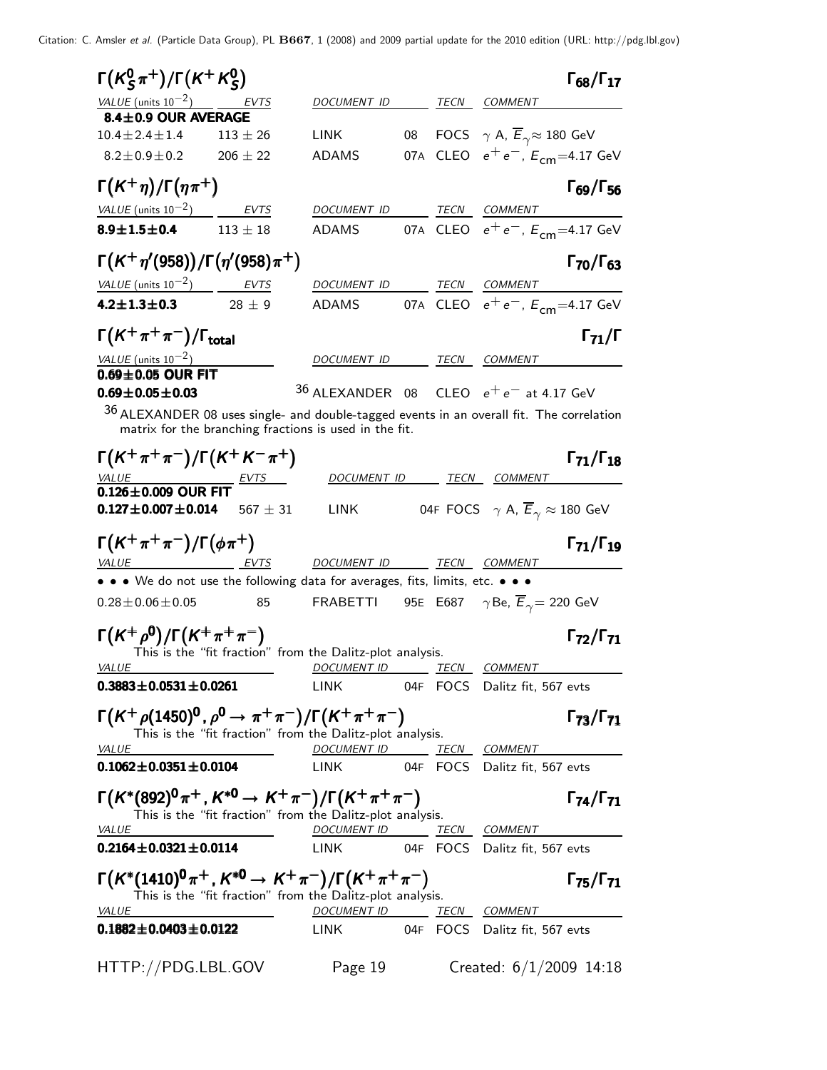### $\Gamma(K^0_S \pi^+)/\Gamma(K^+ K^0_S)$ — $\Gamma_{68}/\Gamma_{17}$

| VALUE (units $10^{-2}$) | EVTS | DOCUMENT ID | | TECN | COMMENT |
|---|---|---|---|---|---|
| **8.4±0.9 OUR AVERAGE** | | | | | |
| 10.4±2.4±1.4 | 113 ± 26 | LINK | 08 | FOCS | $\gamma$ A, $\overline{E}_\gamma \approx$ 180 GeV |
| 8.2±0.9±0.2 | 206 ± 22 | ADAMS | 07A | CLEO | $e^+e^-$, $E_{cm}$=4.17 GeV |

### $\Gamma(K^+ \eta)/\Gamma(\eta \pi^+)$ — $\Gamma_{69}/\Gamma_{56}$

| VALUE (units $10^{-2}$) | EVTS | DOCUMENT ID | | TECN | COMMENT |
|---|---|---|---|---|---|
| **8.9±1.5±0.4** | 113 ± 18 | ADAMS | 07A | CLEO | $e^+e^-$, $E_{cm}$=4.17 GeV |

### $\Gamma(K^+ \eta'(958))/\Gamma(\eta'(958)\pi^+)$ — $\Gamma_{70}/\Gamma_{63}$

| VALUE (units $10^{-2}$) | EVTS | DOCUMENT ID | | TECN | COMMENT |
|---|---|---|---|---|---|
| **4.2±1.3±0.3** | 28 ± 9 | ADAMS | 07A | CLEO | $e^+e^-$, $E_{cm}$=4.17 GeV |

### $\Gamma(K^+ \pi^+ \pi^-)/\Gamma_{\text{total}}$ — $\Gamma_{71}/\Gamma$

| VALUE (units $10^{-2}$) | DOCUMENT ID | | TECN | COMMENT |
|---|---|---|---|---|
| **0.69±0.05 OUR FIT** | | | | |
| **0.69±0.05±0.03** | ALEXANDER [36] | 08 | CLEO | $e^+e^-$ at 4.17 GeV |

[36] ALEXANDER 08 uses single- and double-tagged events in an overall fit. The correlation matrix for the branching fractions is used in the fit.

### $\Gamma(K^+ \pi^+ \pi^-)/\Gamma(K^+ K^- \pi^+)$ — $\Gamma_{71}/\Gamma_{18}$

| VALUE | EVTS | DOCUMENT ID | | TECN | COMMENT |
|---|---|---|---|---|---|
| **0.126±0.009 OUR FIT** | | | | | |
| **0.127±0.007±0.014** | 567 ± 31 | LINK | 04F | FOCS | $\gamma$ A, $\overline{E}_\gamma \approx$ 180 GeV |

### $\Gamma(K^+ \pi^+ \pi^-)/\Gamma(\phi \pi^+)$ — $\Gamma_{71}/\Gamma_{19}$

| VALUE | EVTS | DOCUMENT ID | | TECN | COMMENT |
|---|---|---|---|---|---|
| • • • We do not use the following data for averages, fits, limits, etc. • • • | | | | | |
| 0.28±0.06±0.05 | 85 | FRABETTI | 95E | E687 | $\gamma$Be, $\overline{E}_\gamma$= 220 GeV |

### $\Gamma(K^+ \rho^0)/\Gamma(K^+ \pi^+ \pi^-)$ — $\Gamma_{72}/\Gamma_{71}$

This is the "fit fraction" from the Dalitz-plot analysis.

| VALUE | DOCUMENT ID | | TECN | COMMENT |
|---|---|---|---|---|
| **0.3883±0.0531±0.0261** | LINK | 04F | FOCS | Dalitz fit, 567 evts |

### $\Gamma(K^+ \rho(1450)^0, \rho^0 \to \pi^+\pi^-)/\Gamma(K^+ \pi^+ \pi^-)$ — $\Gamma_{73}/\Gamma_{71}$

This is the "fit fraction" from the Dalitz-plot analysis.

| VALUE | DOCUMENT ID | | TECN | COMMENT |
|---|---|---|---|---|
| **0.1062±0.0351±0.0104** | LINK | 04F | FOCS | Dalitz fit, 567 evts |

### $\Gamma(K^*(892)^0 \pi^+, K^{*0} \to K^+\pi^-)/\Gamma(K^+ \pi^+ \pi^-)$ — $\Gamma_{74}/\Gamma_{71}$

This is the "fit fraction" from the Dalitz-plot analysis.

| VALUE | DOCUMENT ID | | TECN | COMMENT |
|---|---|---|---|---|
| **0.2164±0.0321±0.0114** | LINK | 04F | FOCS | Dalitz fit, 567 evts |

### $\Gamma(K^*(1410)^0 \pi^+, K^{*0} \to K^+\pi^-)/\Gamma(K^+ \pi^+ \pi^-)$ — $\Gamma_{75}/\Gamma_{71}$

This is the "fit fraction" from the Dalitz-plot analysis.

| VALUE | DOCUMENT ID | | TECN | COMMENT |
|---|---|---|---|---|
| **0.1882±0.0403±0.0122** | LINK | 04F | FOCS | Dalitz fit, 567 evts |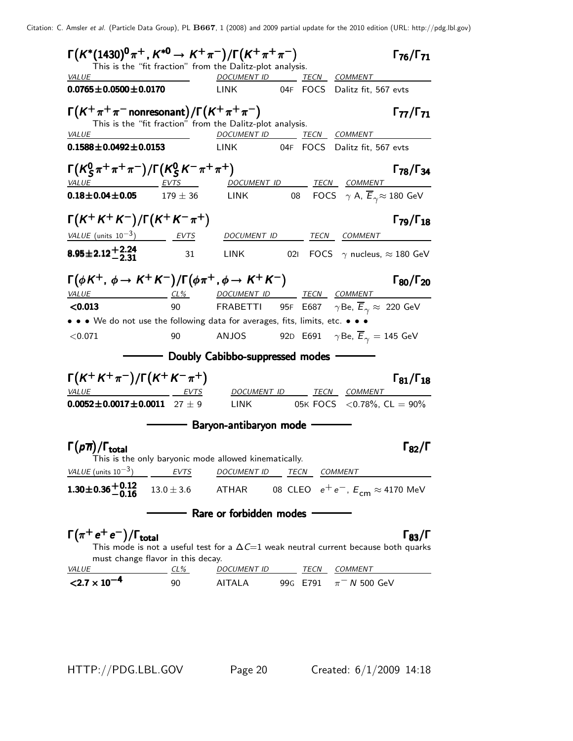### $\Gamma(K^*(1430)^0\pi^+,\ K^{*0}\to K^+\pi^-)/\Gamma(K^+\pi^+\pi^-)$ $\Gamma_{76}/\Gamma_{71}$

This is the "fit fraction" from the Dalitz-plot analysis.

| VALUE | DOCUMENT ID | | TECN | COMMENT |
|---|---|---|---|---|
| **0.0765±0.0500±0.0170** | LINK | 04F | FOCS | Dalitz fit, 567 evts |

### $\Gamma(K^+\pi^+\pi^-\ \text{nonresonant})/\Gamma(K^+\pi^+\pi^-)$ $\Gamma_{77}/\Gamma_{71}$

This is the "fit fraction" from the Dalitz-plot analysis.

| VALUE | DOCUMENT ID | | TECN | COMMENT |
|---|---|---|---|---|
| **0.1588±0.0492±0.0153** | LINK | 04F | FOCS | Dalitz fit, 567 evts |

### $\Gamma(K^0_S\pi^+\pi^+\pi^-)/\Gamma(K^0_S K^-\pi^+\pi^+)$ $\Gamma_{78}/\Gamma_{34}$

| VALUE | EVTS | DOCUMENT ID | | TECN | COMMENT |
|---|---|---|---|---|---|
| **0.18±0.04±0.05** | 179 ± 36 | LINK | 08 | FOCS | $\gamma$ A, $\overline{E}_\gamma \approx$ 180 GeV |

### $\Gamma(K^+K^+K^-)/\Gamma(K^+K^-\pi^+)$ $\Gamma_{79}/\Gamma_{18}$

| VALUE (units $10^{-3}$) | EVTS | DOCUMENT ID | | TECN | COMMENT |
|---|---|---|---|---|---|
| **$8.95\pm2.12^{+2.24}_{-2.31}$** | 31 | LINK | 02I | FOCS | $\gamma$ nucleus, $\approx$ 180 GeV |

### $\Gamma(\phi K^+,\ \phi\to K^+K^-)/\Gamma(\phi\pi^+,\phi\to K^+K^-)$ $\Gamma_{80}/\Gamma_{20}$

| VALUE | CL% | DOCUMENT ID | | TECN | COMMENT |
|---|---|---|---|---|---|
| **<0.013** | 90 | FRABETTI | 95F | E687 | $\gamma$Be, $\overline{E}_\gamma \approx$ 220 GeV |
| • • • We do not use the following data for averages, fits, limits, etc. • • • | | | | | |
| <0.071 | 90 | ANJOS | 92D | E691 | $\gamma$Be, $\overline{E}_\gamma$ = 145 GeV |

## Doubly Cabibbo-suppressed modes

### $\Gamma(K^+K^+\pi^-)/\Gamma(K^+K^-\pi^+)$ $\Gamma_{81}/\Gamma_{18}$

| VALUE | EVTS | DOCUMENT ID | | TECN | COMMENT |
|---|---|---|---|---|---|
| **0.0052±0.0017±0.0011** | 27 ± 9 | LINK | 05K | FOCS | <0.78%, CL = 90% |

## Baryon-antibaryon mode

### $\Gamma(p\overline{n})/\Gamma_{\text{total}}$ $\Gamma_{82}/\Gamma$

This is the only baryonic mode allowed kinematically.

| VALUE (units $10^{-3}$) | EVTS | DOCUMENT ID | | TECN | COMMENT |
|---|---|---|---|---|---|
| **$1.30\pm0.36^{+0.12}_{-0.16}$** | 13.0 ± 3.6 | ATHAR | 08 | CLEO | $e^+e^-$, $E_{\text{cm}} \approx$ 4170 MeV |

## Rare or forbidden modes

### $\Gamma(\pi^+e^+e^-)/\Gamma_{\text{total}}$ $\Gamma_{83}/\Gamma$

This mode is not a useful test for a $\Delta C$=1 weak neutral current because both quarks must change flavor in this decay.

| VALUE | CL% | DOCUMENT ID | | TECN | COMMENT |
|---|---|---|---|---|---|
| **$<2.7\times10^{-4}$** | 90 | AITALA | 99G | E791 | $\pi^-$ N 500 GeV |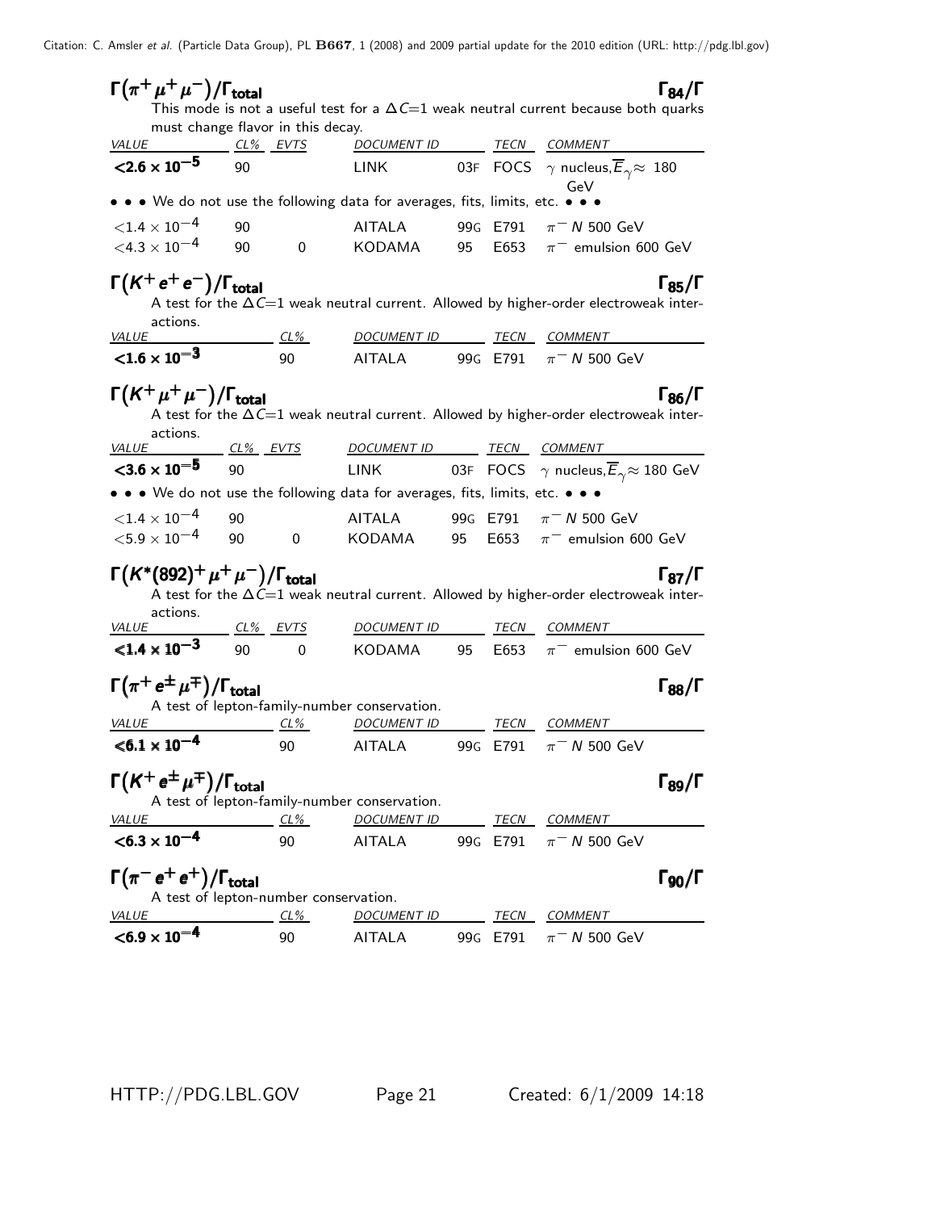### $\Gamma(\pi^+\mu^+\mu^-)/\Gamma_{total}$ — $\Gamma_{84}/\Gamma$

This mode is not a useful test for a $\Delta C$=1 weak neutral current because both quarks must change flavor in this decay.

| VALUE | CL% | EVTS | DOCUMENT ID | | TECN | COMMENT |
|---|---|---|---|---|---|---|
| **$<2.6\times10^{-5}$** | 90 | | LINK | 03F | FOCS | $\gamma$ nucleus, $\overline{E}_\gamma\approx$ 180 GeV |
| • • • We do not use the following data for averages, fits, limits, etc. • • • | | | | | | |
| $<1.4\times10^{-4}$ | 90 | | AITALA | 99G | E791 | $\pi^-$ $N$ 500 GeV |
| $<4.3\times10^{-4}$ | 90 | 0 | KODAMA | 95 | E653 | $\pi^-$ emulsion 600 GeV |

### $\Gamma(K^+e^+e^-)/\Gamma_{total}$ — $\Gamma_{85}/\Gamma$

A test for the $\Delta C$=1 weak neutral current. Allowed by higher-order electroweak interactions.

| VALUE | CL% | DOCUMENT ID | | TECN | COMMENT |
|---|---|---|---|---|---|
| **$<1.6\times10^{-3}$** | 90 | AITALA | 99G | E791 | $\pi^-$ $N$ 500 GeV |

### $\Gamma(K^+\mu^+\mu^-)/\Gamma_{total}$ — $\Gamma_{86}/\Gamma$

A test for the $\Delta C$=1 weak neutral current. Allowed by higher-order electroweak interactions.

| VALUE | CL% | EVTS | DOCUMENT ID | | TECN | COMMENT |
|---|---|---|---|---|---|---|
| **$<3.6\times10^{-5}$** | 90 | | LINK | 03F | FOCS | $\gamma$ nucleus, $\overline{E}_\gamma\approx$ 180 GeV |
| • • • We do not use the following data for averages, fits, limits, etc. • • • | | | | | | |
| $<1.4\times10^{-4}$ | 90 | | AITALA | 99G | E791 | $\pi^-$ $N$ 500 GeV |
| $<5.9\times10^{-4}$ | 90 | 0 | KODAMA | 95 | E653 | $\pi^-$ emulsion 600 GeV |

### $\Gamma(K^*(892)^+\mu^+\mu^-)/\Gamma_{total}$ — $\Gamma_{87}/\Gamma$

A test for the $\Delta C$=1 weak neutral current. Allowed by higher-order electroweak interactions.

| VALUE | CL% | EVTS | DOCUMENT ID | | TECN | COMMENT |
|---|---|---|---|---|---|---|
| **$<1.4\times10^{-3}$** | 90 | 0 | KODAMA | 95 | E653 | $\pi^-$ emulsion 600 GeV |

### $\Gamma(\pi^+e^\pm\mu^\mp)/\Gamma_{total}$ — $\Gamma_{88}/\Gamma$

A test of lepton-family-number conservation.

| VALUE | CL% | DOCUMENT ID | | TECN | COMMENT |
|---|---|---|---|---|---|
| **$<6.1\times10^{-4}$** | 90 | AITALA | 99G | E791 | $\pi^-$ $N$ 500 GeV |

### $\Gamma(K^+e^\pm\mu^\mp)/\Gamma_{total}$ — $\Gamma_{89}/\Gamma$

A test of lepton-family-number conservation.

| VALUE | CL% | DOCUMENT ID | | TECN | COMMENT |
|---|---|---|---|---|---|
| **$<6.3\times10^{-4}$** | 90 | AITALA | 99G | E791 | $\pi^-$ $N$ 500 GeV |

### $\Gamma(\pi^-e^+e^+)/\Gamma_{total}$ — $\Gamma_{90}/\Gamma$

A test of lepton-number conservation.

| VALUE | CL% | DOCUMENT ID | | TECN | COMMENT |
|---|---|---|---|---|---|
| **$<6.9\times10^{-4}$** | 90 | AITALA | 99G | E791 | $\pi^-$ $N$ 500 GeV |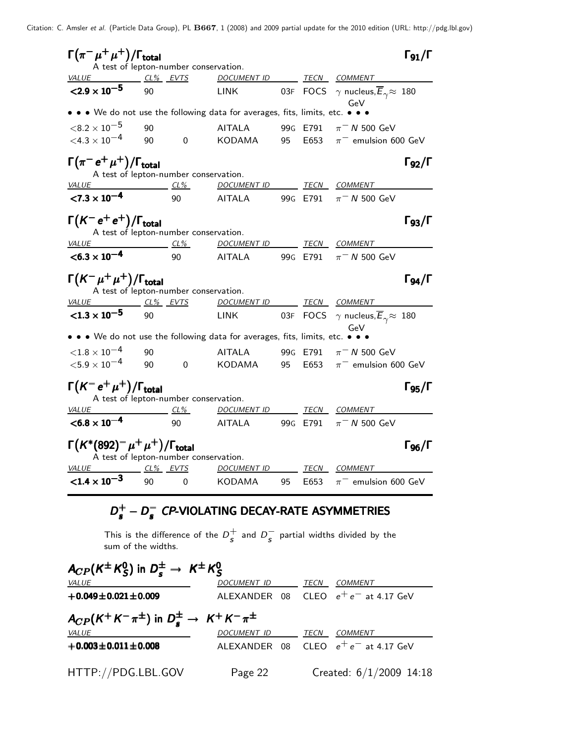### $\Gamma(\pi^- \mu^+ \mu^+)/\Gamma_{total}$ — $\Gamma_{91}/\Gamma$

A test of lepton-number conservation.

| VALUE | CL% | EVTS | DOCUMENT ID | | TECN | COMMENT |
|---|---|---|---|---|---|---|
| **$<2.9 \times 10^{-5}$** | 90 | | LINK | 03F | FOCS | $\gamma$ nucleus, $\overline{E}_\gamma \approx$ 180 GeV |
| • • • We do not use the following data for averages, fits, limits, etc. • • • | | | | | | |
| $<8.2 \times 10^{-5}$ | 90 | | AITALA | 99G | E791 | $\pi^- N$ 500 GeV |
| $<4.3 \times 10^{-4}$ | 90 | 0 | KODAMA | 95 | E653 | $\pi^-$ emulsion 600 GeV |

### $\Gamma(\pi^- e^+ \mu^+)/\Gamma_{total}$ — $\Gamma_{92}/\Gamma$

A test of lepton-number conservation.

| VALUE | CL% | DOCUMENT ID | | TECN | COMMENT |
|---|---|---|---|---|---|
| **$<7.3 \times 10^{-4}$** | 90 | AITALA | 99G | E791 | $\pi^- N$ 500 GeV |

### $\Gamma(K^- e^+ e^+)/\Gamma_{total}$ — $\Gamma_{93}/\Gamma$

A test of lepton-number conservation.

| VALUE | CL% | DOCUMENT ID | | TECN | COMMENT |
|---|---|---|---|---|---|
| **$<6.3 \times 10^{-4}$** | 90 | AITALA | 99G | E791 | $\pi^- N$ 500 GeV |

### $\Gamma(K^- \mu^+ \mu^+)/\Gamma_{total}$ — $\Gamma_{94}/\Gamma$

A test of lepton-number conservation.

| VALUE | CL% | EVTS | DOCUMENT ID | | TECN | COMMENT |
|---|---|---|---|---|---|---|
| **$<1.3 \times 10^{-5}$** | 90 | | LINK | 03F | FOCS | $\gamma$ nucleus, $\overline{E}_\gamma \approx$ 180 GeV |
| • • • We do not use the following data for averages, fits, limits, etc. • • • | | | | | | |
| $<1.8 \times 10^{-4}$ | 90 | | AITALA | 99G | E791 | $\pi^- N$ 500 GeV |
| $<5.9 \times 10^{-4}$ | 90 | 0 | KODAMA | 95 | E653 | $\pi^-$ emulsion 600 GeV |

### $\Gamma(K^- e^+ \mu^+)/\Gamma_{total}$ — $\Gamma_{95}/\Gamma$

A test of lepton-number conservation.

| VALUE | CL% | DOCUMENT ID | | TECN | COMMENT |
|---|---|---|---|---|---|
| **$<6.8 \times 10^{-4}$** | 90 | AITALA | 99G | E791 | $\pi^- N$ 500 GeV |

### $\Gamma(K^*(892)^- \mu^+ \mu^+)/\Gamma_{total}$ — $\Gamma_{96}/\Gamma$

A test of lepton-number conservation.

| VALUE | CL% | EVTS | DOCUMENT ID | | TECN | COMMENT |
|---|---|---|---|---|---|---|
| **$<1.4 \times 10^{-3}$** | 90 | 0 | KODAMA | 95 | E653 | $\pi^-$ emulsion 600 GeV |

## $D_s^+ - D_s^-$ *CP*-VIOLATING DECAY-RATE ASYMMETRIES

This is the difference of the $D_s^+$ and $D_s^-$ partial widths divided by the sum of the widths.

### $A_{CP}(K^\pm K_S^0)$ in $D_s^\pm \rightarrow K^\pm K_S^0$

| VALUE | DOCUMENT ID | | TECN | COMMENT |
|---|---|---|---|---|
| **$+0.049 \pm 0.021 \pm 0.009$** | ALEXANDER | 08 | CLEO | $e^+ e^-$ at 4.17 GeV |

### $A_{CP}(K^+ K^- \pi^\pm)$ in $D_s^\pm \rightarrow K^+ K^- \pi^\pm$

| VALUE | DOCUMENT ID | | TECN | COMMENT |
|---|---|---|---|---|
| **$+0.003 \pm 0.011 \pm 0.008$** | ALEXANDER | 08 | CLEO | $e^+ e^-$ at 4.17 GeV |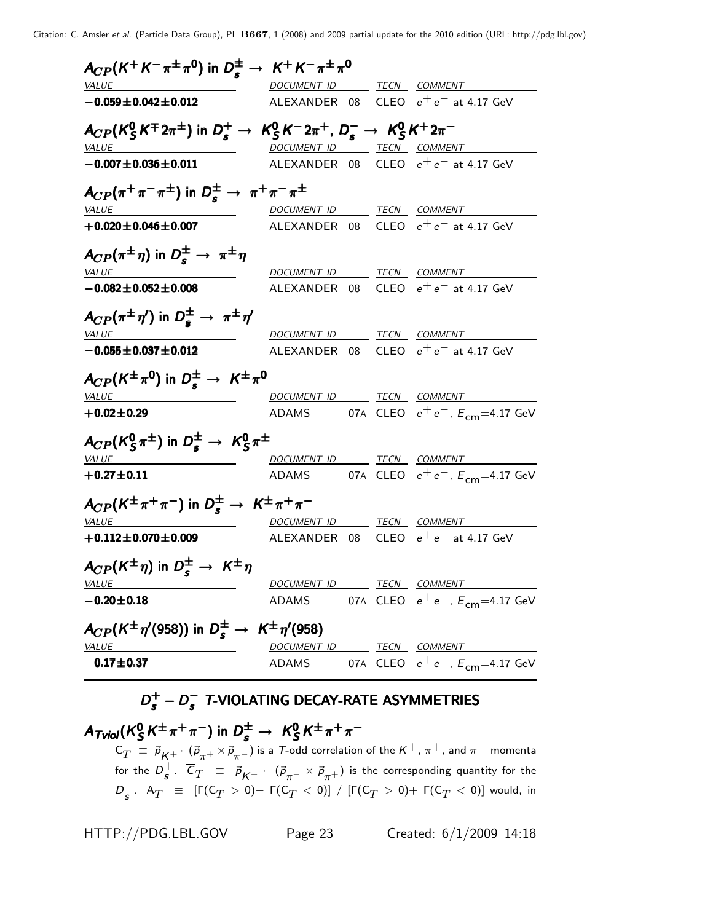### $A_{CP}(K^+K^-\pi^\pm\pi^0)$ in $D_s^\pm \rightarrow K^+K^-\pi^\pm\pi^0$

| VALUE | DOCUMENT ID | TECN | COMMENT |
|---|---|---|---|
| **$-0.059\pm0.042\pm0.012$** | ALEXANDER 08 | CLEO | $e^+e^-$ at 4.17 GeV |

### $A_{CP}(K_S^0K^\mp2\pi^\pm)$ in $D_s^+ \rightarrow K_S^0K^-2\pi^+$, $D_s^- \rightarrow K_S^0K^+2\pi^-$

| VALUE | DOCUMENT ID | TECN | COMMENT |
|---|---|---|---|
| **$-0.007\pm0.036\pm0.011$** | ALEXANDER 08 | CLEO | $e^+e^-$ at 4.17 GeV |

### $A_{CP}(\pi^+\pi^-\pi^\pm)$ in $D_s^\pm \rightarrow \pi^+\pi^-\pi^\pm$

| VALUE | DOCUMENT ID | TECN | COMMENT |
|---|---|---|---|
| **$+0.020\pm0.046\pm0.007$** | ALEXANDER 08 | CLEO | $e^+e^-$ at 4.17 GeV |

### $A_{CP}(\pi^\pm\eta)$ in $D_s^\pm \rightarrow \pi^\pm\eta$

| VALUE | DOCUMENT ID | TECN | COMMENT |
|---|---|---|---|
| **$-0.082\pm0.052\pm0.008$** | ALEXANDER 08 | CLEO | $e^+e^-$ at 4.17 GeV |

### $A_{CP}(\pi^\pm\eta')$ in $D_s^\pm \rightarrow \pi^\pm\eta'$

| VALUE | DOCUMENT ID | TECN | COMMENT |
|---|---|---|---|
| **$-0.055\pm0.037\pm0.012$** | ALEXANDER 08 | CLEO | $e^+e^-$ at 4.17 GeV |

### $A_{CP}(K^\pm\pi^0)$ in $D_s^\pm \rightarrow K^\pm\pi^0$

| VALUE | DOCUMENT ID | TECN | COMMENT |
|---|---|---|---|
| **$+0.02\pm0.29$** | ADAMS 07A | CLEO | $e^+e^-$, $E_{cm}$=4.17 GeV |

### $A_{CP}(K_S^0\pi^\pm)$ in $D_s^\pm \rightarrow K_S^0\pi^\pm$

| VALUE | DOCUMENT ID | TECN | COMMENT |
|---|---|---|---|
| **$+0.27\pm0.11$** | ADAMS 07A | CLEO | $e^+e^-$, $E_{cm}$=4.17 GeV |

### $A_{CP}(K^\pm\pi^+\pi^-)$ in $D_s^\pm \rightarrow K^\pm\pi^+\pi^-$

| VALUE | DOCUMENT ID | TECN | COMMENT |
|---|---|---|---|
| **$+0.112\pm0.070\pm0.009$** | ALEXANDER 08 | CLEO | $e^+e^-$ at 4.17 GeV |

### $A_{CP}(K^\pm\eta)$ in $D_s^\pm \rightarrow K^\pm\eta$

| VALUE | DOCUMENT ID | TECN | COMMENT |
|---|---|---|---|
| **$-0.20\pm0.18$** | ADAMS 07A | CLEO | $e^+e^-$, $E_{cm}$=4.17 GeV |

### $A_{CP}(K^\pm\eta'(958))$ in $D_s^\pm \rightarrow K^\pm\eta'(958)$

| VALUE | DOCUMENT ID | TECN | COMMENT |
|---|---|---|---|
| **$-0.17\pm0.37$** | ADAMS 07A | CLEO | $e^+e^-$, $E_{cm}$=4.17 GeV |

## $D_s^+ - D_s^-$ T-VIOLATING DECAY-RATE ASYMMETRIES

### $A_{Tviol}(K_S^0K^\pm\pi^+\pi^-)$ in $D_s^\pm \rightarrow K_S^0K^\pm\pi^+\pi^-$

$C_T \equiv \vec{p}_{K^+} \cdot (\vec{p}_{\pi^+} \times \vec{p}_{\pi^-})$ is a $T$-odd correlation of the $K^+$, $\pi^+$, and $\pi^-$ momenta for the $D_s^+$. $\overline{C}_T \equiv \vec{p}_{K^-} \cdot (\vec{p}_{\pi^-} \times \vec{p}_{\pi^+})$ is the corresponding quantity for the $D_s^-$. $A_T \equiv [\Gamma(C_T > 0) - \Gamma(C_T < 0)] \,/\, [\Gamma(C_T > 0) + \Gamma(C_T < 0)]$ would, in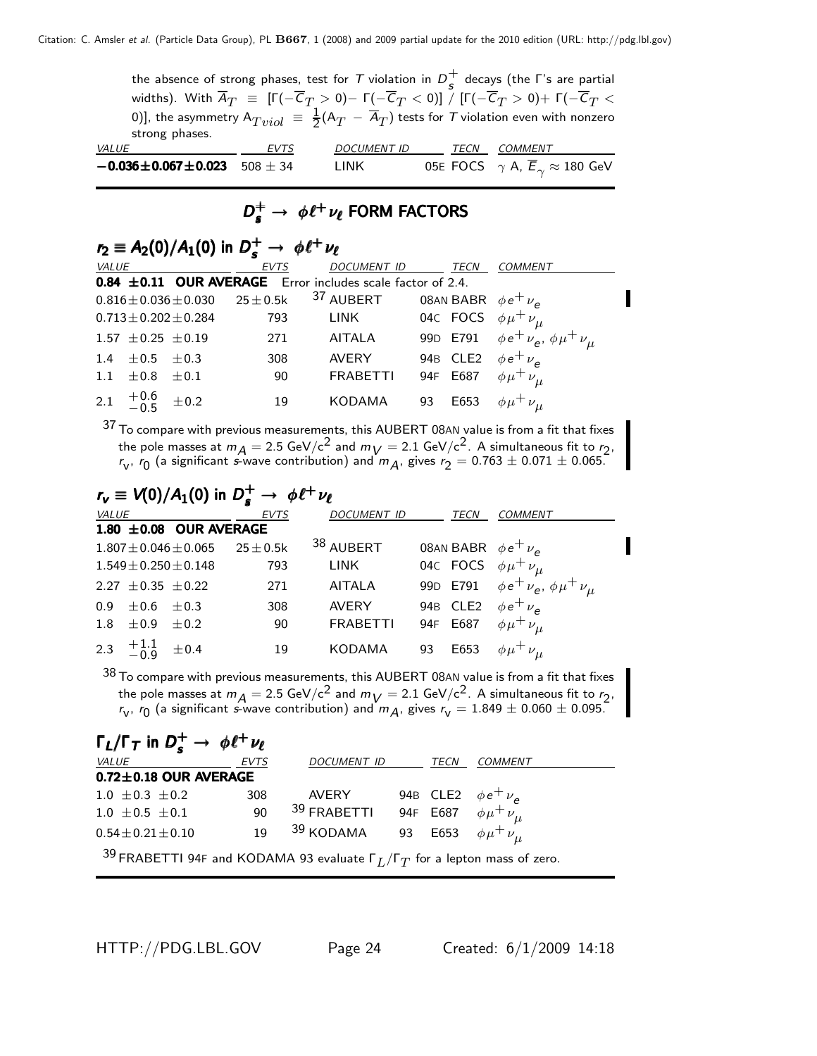the absence of strong phases, test for $T$ violation in $D_s^+$ decays (the Γ's are partial widths). With $\overline{A}_T \equiv [\Gamma(-\overline{C}_T > 0) - \Gamma(-\overline{C}_T < 0)] / [\Gamma(-\overline{C}_T > 0) + \Gamma(-\overline{C}_T < 0)]$, the asymmetry $A_{Tviol} \equiv \frac{1}{2}(A_T - \overline{A}_T)$ tests for $T$ violation even with nonzero strong phases.

| VALUE | EVTS | DOCUMENT ID | TECN | COMMENT |
|---|---|---|---|---|
| **−0.036±0.067±0.023** | 508 ± 34 | LINK | 05E FOCS | $\gamma$ A, $\overline{E}_\gamma \approx 180$ GeV |

## $D_s^+ \rightarrow \phi \ell^+ \nu_\ell$ FORM FACTORS

### $r_2 \equiv A_2(0)/A_1(0)$ in $D_s^+ \rightarrow \phi \ell^+ \nu_\ell$

| VALUE | EVTS | DOCUMENT ID | TECN | COMMENT |
|---|---|---|---|---|
| **0.84 ±0.11 OUR AVERAGE** Error includes scale factor of 2.4. | | | | |
| 0.816±0.036±0.030 | 25±0.5k | [37] AUBERT | 08AN BABR | $\phi e^+ \nu_e$ |
| 0.713±0.202±0.284 | 793 | LINK | 04C FOCS | $\phi \mu^+ \nu_\mu$ |
| 1.57 ±0.25 ±0.19 | 271 | AITALA | 99D E791 | $\phi e^+ \nu_e$, $\phi \mu^+ \nu_\mu$ |
| 1.4 ±0.5 ±0.3 | 308 | AVERY | 94B CLE2 | $\phi e^+ \nu_e$ |
| 1.1 ±0.8 ±0.1 | 90 | FRABETTI | 94F E687 | $\phi \mu^+ \nu_\mu$ |
| 2.1 $^{+0.6}_{-0.5}$ ±0.2 | 19 | KODAMA | 93 E653 | $\phi \mu^+ \nu_\mu$ |

[37] To compare with previous measurements, this AUBERT 08AN value is from a fit that fixes the pole masses at $m_A = 2.5$ GeV/c$^2$ and $m_V = 2.1$ GeV/c$^2$. A simultaneous fit to $r_2$, $r_V$, $r_0$ (a significant $s$-wave contribution) and $m_A$, gives $r_2 = 0.763 \pm 0.071 \pm 0.065$.

### $r_v \equiv V(0)/A_1(0)$ in $D_s^+ \rightarrow \phi \ell^+ \nu_\ell$

| VALUE | EVTS | DOCUMENT ID | TECN | COMMENT |
|---|---|---|---|---|
| **1.80 ±0.08 OUR AVERAGE** | | | | |
| 1.807±0.046±0.065 | 25±0.5k | [38] AUBERT | 08AN BABR | $\phi e^+ \nu_e$ |
| 1.549±0.250±0.148 | 793 | LINK | 04C FOCS | $\phi \mu^+ \nu_\mu$ |
| 2.27 ±0.35 ±0.22 | 271 | AITALA | 99D E791 | $\phi e^+ \nu_e$, $\phi \mu^+ \nu_\mu$ |
| 0.9 ±0.6 ±0.3 | 308 | AVERY | 94B CLE2 | $\phi e^+ \nu_e$ |
| 1.8 ±0.9 ±0.2 | 90 | FRABETTI | 94F E687 | $\phi \mu^+ \nu_\mu$ |
| 2.3 $^{+1.1}_{-0.9}$ ±0.4 | 19 | KODAMA | 93 E653 | $\phi \mu^+ \nu_\mu$ |

[38] To compare with previous measurements, this AUBERT 08AN value is from a fit that fixes the pole masses at $m_A = 2.5$ GeV/c$^2$ and $m_V = 2.1$ GeV/c$^2$. A simultaneous fit to $r_2$, $r_V$, $r_0$ (a significant $s$-wave contribution) and $m_A$, gives $r_V = 1.849 \pm 0.060 \pm 0.095$.

### $\Gamma_L/\Gamma_T$ in $D_s^+ \rightarrow \phi \ell^+ \nu_\ell$

| VALUE | EVTS | DOCUMENT ID | TECN | COMMENT |
|---|---|---|---|---|
| **0.72±0.18 OUR AVERAGE** | | | | |
| 1.0 ±0.3 ±0.2 | 308 | AVERY | 94B CLE2 | $\phi e^+ \nu_e$ |
| 1.0 ±0.5 ±0.1 | 90 | [39] FRABETTI | 94F E687 | $\phi \mu^+ \nu_\mu$ |
| 0.54±0.21±0.10 | 19 | [39] KODAMA | 93 E653 | $\phi \mu^+ \nu_\mu$ |

[39] FRABETTI 94F and KODAMA 93 evaluate $\Gamma_L/\Gamma_T$ for a lepton mass of zero.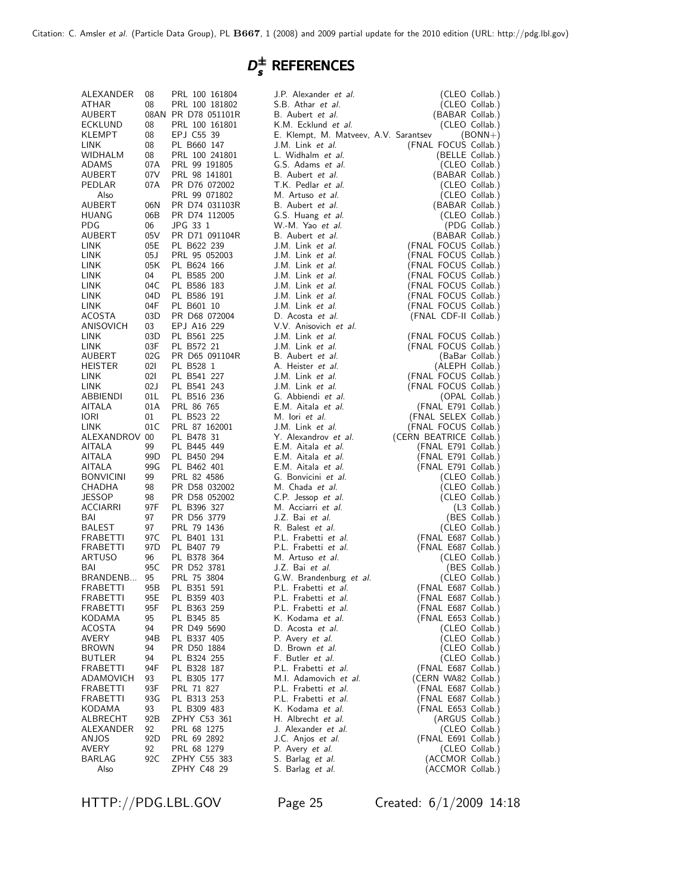# $D_s^{\pm}$ REFERENCES

| | | | | |
|---|---|---|---|---|
| ALEXANDER | 08 | PRL 100 161804 | J.P. Alexander *et al.* | (CLEO Collab.) |
| ATHAR | 08 | PRL 100 181802 | S.B. Athar *et al.* | (CLEO Collab.) |
| AUBERT | 08AN | PR D78 051101R | B. Aubert *et al.* | (BABAR Collab.) |
| ECKLUND | 08 | PRL 100 161801 | K.M. Ecklund *et al.* | (CLEO Collab.) |
| KLEMPT | 08 | EPJ C55 39 | E. Klempt, M. Matveev, A.V. Sarantsev | (BONN+) |
| LINK | 08 | PL B660 147 | J.M. Link *et al.* | (FNAL FOCUS Collab.) |
| WIDHALM | 08 | PRL 100 241801 | L. Widhalm *et al.* | (BELLE Collab.) |
| ADAMS | 07A | PRL 99 191805 | G.S. Adams *et al.* | (CLEO Collab.) |
| AUBERT | 07V | PRL 98 141801 | B. Aubert *et al.* | (BABAR Collab.) |
| PEDLAR | 07A | PR D76 072002 | T.K. Pedlar *et al.* | (CLEO Collab.) |
| Also | | PRL 99 071802 | M. Artuso *et al.* | (CLEO Collab.) |
| AUBERT | 06N | PR D74 031103R | B. Aubert *et al.* | (BABAR Collab.) |
| HUANG | 06B | PR D74 112005 | G.S. Huang *et al.* | (CLEO Collab.) |
| PDG | 06 | JPG 33 1 | W.-M. Yao *et al.* | (PDG Collab.) |
| AUBERT | 05V | PR D71 091104R | B. Aubert *et al.* | (BABAR Collab.) |
| LINK | 05E | PL B622 239 | J.M. Link *et al.* | (FNAL FOCUS Collab.) |
| LINK | 05J | PRL 95 052003 | J.M. Link *et al.* | (FNAL FOCUS Collab.) |
| LINK | 05K | PL B624 166 | J.M. Link *et al.* | (FNAL FOCUS Collab.) |
| LINK | 04 | PL B585 200 | J.M. Link *et al.* | (FNAL FOCUS Collab.) |
| LINK | 04C | PL B586 183 | J.M. Link *et al.* | (FNAL FOCUS Collab.) |
| LINK | 04D | PL B586 191 | J.M. Link *et al.* | (FNAL FOCUS Collab.) |
| LINK | 04F | PL B601 10 | J.M. Link *et al.* | (FNAL FOCUS Collab.) |
| ACOSTA | 03D | PR D68 072004 | D. Acosta *et al.* | (FNAL CDF-II Collab.) |
| ANISOVICH | 03 | EPJ A16 229 | V.V. Anisovich *et al.* | |
| LINK | 03D | PL B561 225 | J.M. Link *et al.* | (FNAL FOCUS Collab.) |
| LINK | 03F | PL B572 21 | J.M. Link *et al.* | (FNAL FOCUS Collab.) |
| AUBERT | 02G | PR D65 091104R | B. Aubert *et al.* | (BaBar Collab.) |
| HEISTER | 02I | PL B528 1 | A. Heister *et al.* | (ALEPH Collab.) |
| LINK | 02I | PL B541 227 | J.M. Link *et al.* | (FNAL FOCUS Collab.) |
| LINK | 02J | PL B541 243 | J.M. Link *et al.* | (FNAL FOCUS Collab.) |
| ABBIENDI | 01L | PL B516 236 | G. Abbiendi *et al.* | (OPAL Collab.) |
| AITALA | 01A | PRL 86 765 | E.M. Aitala *et al.* | (FNAL E791 Collab.) |
| IORI | 01 | PL B523 22 | M. Iori *et al.* | (FNAL SELEX Collab.) |
| LINK | 01C | PRL 87 162001 | J.M. Link *et al.* | (FNAL FOCUS Collab.) |
| ALEXANDROV | 00 | PL B478 31 | Y. Alexandrov *et al.* | (CERN BEATRICE Collab.) |
| AITALA | 99 | PL B445 449 | E.M. Aitala *et al.* | (FNAL E791 Collab.) |
| AITALA | 99D | PL B450 294 | E.M. Aitala *et al.* | (FNAL E791 Collab.) |
| AITALA | 99G | PL B462 401 | E.M. Aitala *et al.* | (FNAL E791 Collab.) |
| BONVICINI | 99 | PRL 82 4586 | G. Bonvicini *et al.* | (CLEO Collab.) |
| CHADHA | 98 | PR D58 032002 | M. Chada *et al.* | (CLEO Collab.) |
| JESSOP | 98 | PR D58 052002 | C.P. Jessop *et al.* | (CLEO Collab.) |
| ACCIARRI | 97F | PL B396 327 | M. Acciarri *et al.* | (L3 Collab.) |
| BAI | 97 | PR D56 3779 | J.Z. Bai *et al.* | (BES Collab.) |
| BALEST | 97 | PRL 79 1436 | R. Balest *et al.* | (CLEO Collab.) |
| FRABETTI | 97C | PL B401 131 | P.L. Frabetti *et al.* | (FNAL E687 Collab.) |
| FRABETTI | 97D | PL B407 79 | P.L. Frabetti *et al.* | (FNAL E687 Collab.) |
| ARTUSO | 96 | PL B378 364 | M. Artuso *et al.* | (CLEO Collab.) |
| BAI | 95C | PR D52 3781 | J.Z. Bai *et al.* | (BES Collab.) |
| BRANDENB... | 95 | PRL 75 3804 | G.W. Brandenburg *et al.* | (CLEO Collab.) |
| FRABETTI | 95B | PL B351 591 | P.L. Frabetti *et al.* | (FNAL E687 Collab.) |
| FRABETTI | 95E | PL B359 403 | P.L. Frabetti *et al.* | (FNAL E687 Collab.) |
| FRABETTI | 95F | PL B363 259 | P.L. Frabetti *et al.* | (FNAL E687 Collab.) |
| KODAMA | 95 | PL B345 85 | K. Kodama *et al.* | (FNAL E653 Collab.) |
| ACOSTA | 94 | PR D49 5690 | D. Acosta *et al.* | (CLEO Collab.) |
| AVERY | 94B | PL B337 405 | P. Avery *et al.* | (CLEO Collab.) |
| BROWN | 94 | PR D50 1884 | D. Brown *et al.* | (CLEO Collab.) |
| BUTLER | 94 | PL B324 255 | F. Butler *et al.* | (CLEO Collab.) |
| FRABETTI | 94F | PL B328 187 | P.L. Frabetti *et al.* | (FNAL E687 Collab.) |
| ADAMOVICH | 93 | PL B305 177 | M.I. Adamovich *et al.* | (CERN WA82 Collab.) |
| FRABETTI | 93F | PRL 71 827 | P.L. Frabetti *et al.* | (FNAL E687 Collab.) |
| FRABETTI | 93G | PL B313 253 | P.L. Frabetti *et al.* | (FNAL E687 Collab.) |
| KODAMA | 93 | PL B309 483 | K. Kodama *et al.* | (FNAL E653 Collab.) |
| ALBRECHT | 92B | ZPHY C53 361 | H. Albrecht *et al.* | (ARGUS Collab.) |
| ALEXANDER | 92 | PRL 68 1275 | J. Alexander *et al.* | (CLEO Collab.) |
| ANJOS | 92D | PRL 69 2892 | J.C. Anjos *et al.* | (FNAL E691 Collab.) |
| AVERY | 92 | PRL 68 1279 | P. Avery *et al.* | (CLEO Collab.) |
| BARLAG | 92C | ZPHY C55 383 | S. Barlag *et al.* | (ACCMOR Collab.) |
| Also | | ZPHY C48 29 | S. Barlag *et al.* | (ACCMOR Collab.) |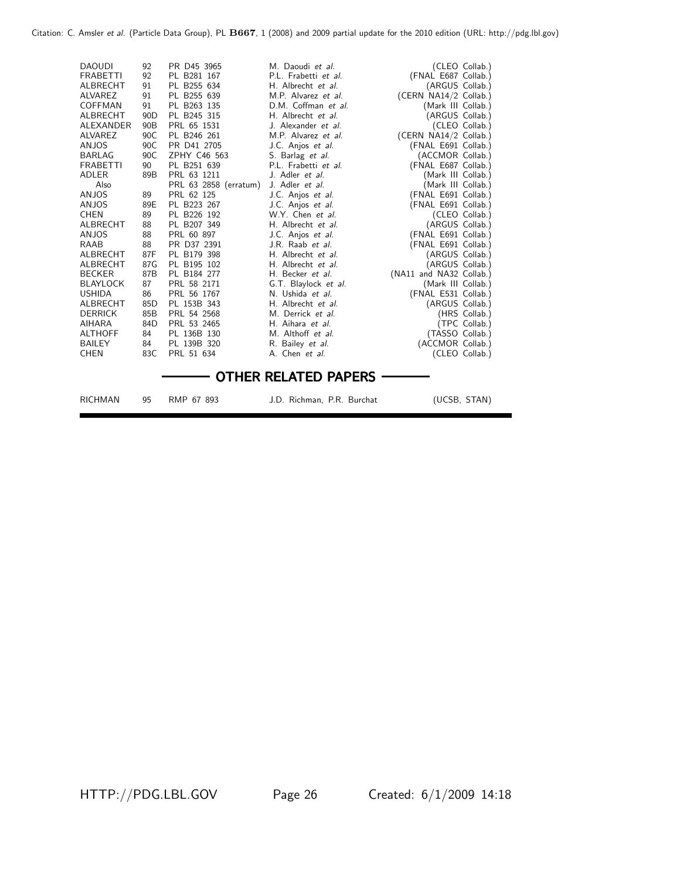| | | | | |
|---|---|---|---|---|
| DAOUDI | 92 | PR D45 3965 | M. Daoudi *et al.* | (CLEO Collab.) |
| FRABETTI | 92 | PL B281 167 | P.L. Frabetti *et al.* | (FNAL E687 Collab.) |
| ALBRECHT | 91 | PL B255 634 | H. Albrecht *et al.* | (ARGUS Collab.) |
| ALVAREZ | 91 | PL B255 639 | M.P. Alvarez *et al.* | (CERN NA14/2 Collab.) |
| COFFMAN | 91 | PL B263 135 | D.M. Coffman *et al.* | (Mark III Collab.) |
| ALBRECHT | 90D | PL B245 315 | H. Albrecht *et al.* | (ARGUS Collab.) |
| ALEXANDER | 90B | PRL 65 1531 | J. Alexander *et al.* | (CLEO Collab.) |
| ALVAREZ | 90C | PL B246 261 | M.P. Alvarez *et al.* | (CERN NA14/2 Collab.) |
| ANJOS | 90C | PR D41 2705 | J.C. Anjos *et al.* | (FNAL E691 Collab.) |
| BARLAG | 90C | ZPHY C46 563 | S. Barlag *et al.* | (ACCMOR Collab.) |
| FRABETTI | 90 | PL B251 639 | P.L. Frabetti *et al.* | (FNAL E687 Collab.) |
| ADLER | 89B | PRL 63 1211 | J. Adler *et al.* | (Mark III Collab.) |
| Also | | PRL 63 2858 (erratum) | J. Adler *et al.* | (Mark III Collab.) |
| ANJOS | 89 | PRL 62 125 | J.C. Anjos *et al.* | (FNAL E691 Collab.) |
| ANJOS | 89E | PL B223 267 | J.C. Anjos *et al.* | (FNAL E691 Collab.) |
| CHEN | 89 | PL B226 192 | W.Y. Chen *et al.* | (CLEO Collab.) |
| ALBRECHT | 88 | PL B207 349 | H. Albrecht *et al.* | (ARGUS Collab.) |
| ANJOS | 88 | PRL 60 897 | J.C. Anjos *et al.* | (FNAL E691 Collab.) |
| RAAB | 88 | PR D37 2391 | J.R. Raab *et al.* | (FNAL E691 Collab.) |
| ALBRECHT | 87F | PL B179 398 | H. Albrecht *et al.* | (ARGUS Collab.) |
| ALBRECHT | 87G | PL B195 102 | H. Albrecht *et al.* | (ARGUS Collab.) |
| BECKER | 87B | PL B184 277 | H. Becker *et al.* | (NA11 and NA32 Collab.) |
| BLAYLOCK | 87 | PRL 58 2171 | G.T. Blaylock *et al.* | (Mark III Collab.) |
| USHIDA | 86 | PRL 56 1767 | N. Ushida *et al.* | (FNAL E531 Collab.) |
| ALBRECHT | 85D | PL 153B 343 | H. Albrecht *et al.* | (ARGUS Collab.) |
| DERRICK | 85B | PRL 54 2568 | M. Derrick *et al.* | (HRS Collab.) |
| AIHARA | 84D | PRL 53 2465 | H. Aihara *et al.* | (TPC Collab.) |
| ALTHOFF | 84 | PL 136B 130 | M. Althoff *et al.* | (TASSO Collab.) |
| BAILEY | 84 | PL 139B 320 | R. Bailey *et al.* | (ACCMOR Collab.) |
| CHEN | 83C | PRL 51 634 | A. Chen *et al.* | (CLEO Collab.) |

## OTHER RELATED PAPERS

| | | | | |
|---|---|---|---|---|
| RICHMAN | 95 | RMP 67 893 | J.D. Richman, P.R. Burchat | (UCSB, STAN) |